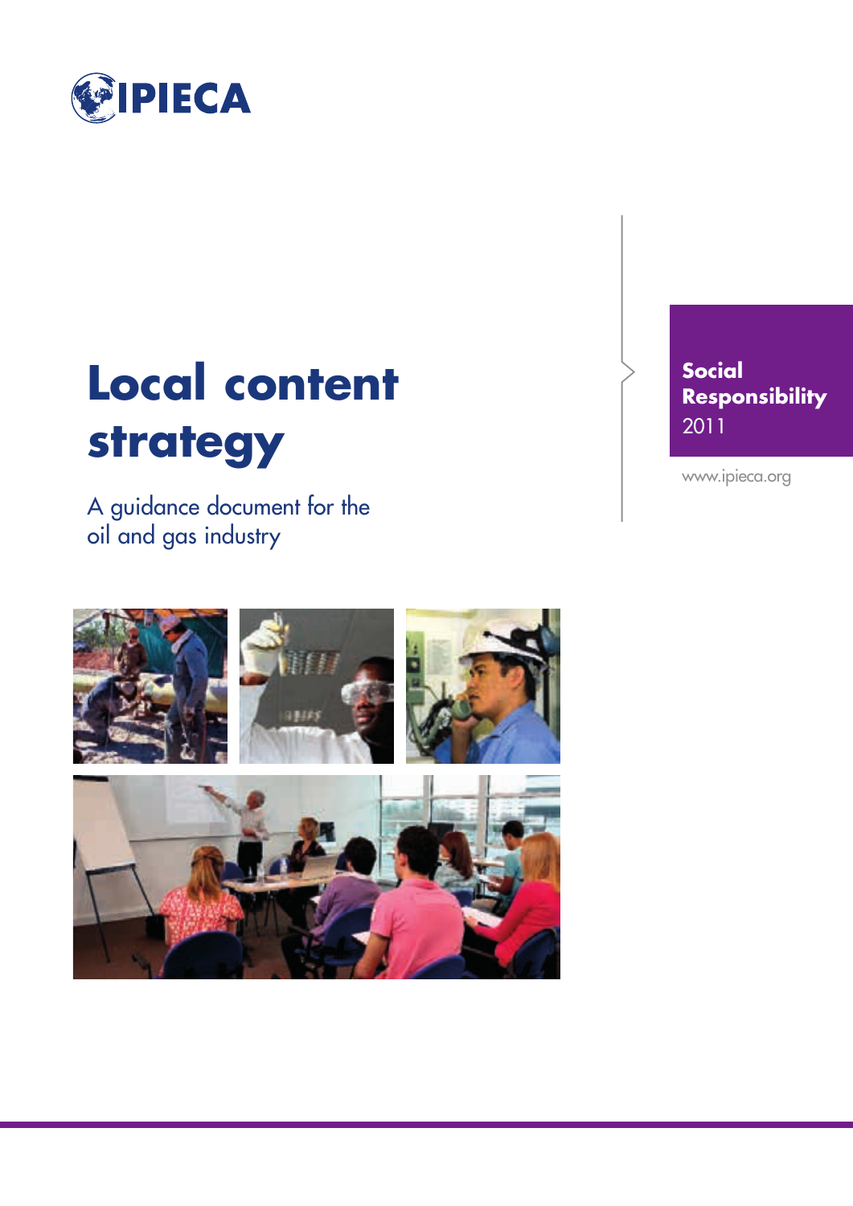IPIECA

# Local content strategy

A guidance document for the oil and gas industry

**Social Responsibility**
2011

www.ipieca.org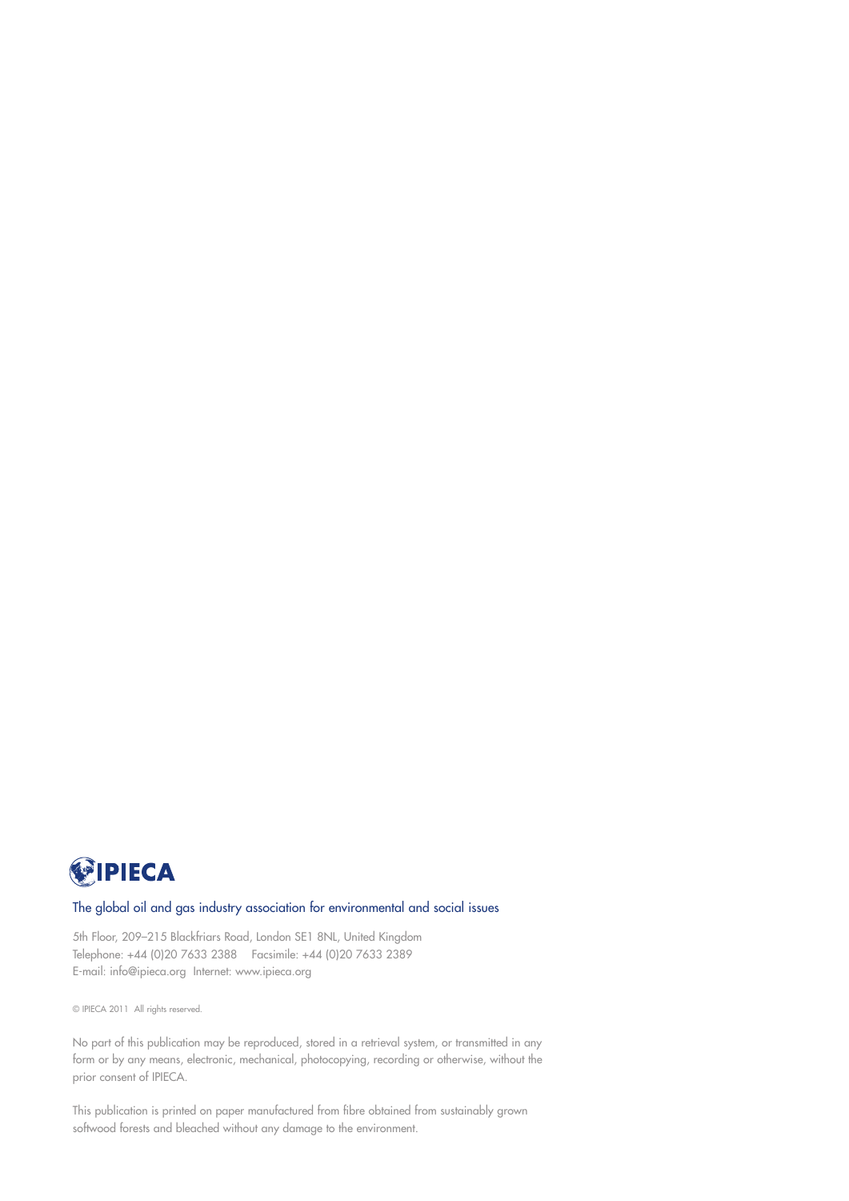**IPIECA**

The global oil and gas industry association for environmental and social issues

5th Floor, 209–215 Blackfriars Road, London SE1 8NL, United Kingdom
Telephone: +44 (0)20 7633 2388 Facsimile: +44 (0)20 7633 2389
E-mail: info@ipieca.org Internet: www.ipieca.org

© IPIECA 2011 All rights reserved.

No part of this publication may be reproduced, stored in a retrieval system, or transmitted in any form or by any means, electronic, mechanical, photocopying, recording or otherwise, without the prior consent of IPIECA.

This publication is printed on paper manufactured from fibre obtained from sustainably grown softwood forests and bleached without any damage to the environment.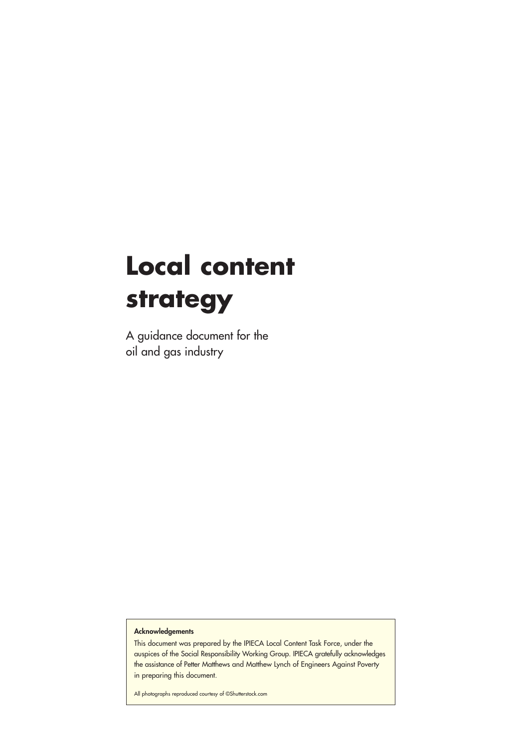# Local content strategy

A guidance document for the oil and gas industry

**Acknowledgements**

This document was prepared by the IPIECA Local Content Task Force, under the auspices of the Social Responsibility Working Group. IPIECA gratefully acknowledges the assistance of Petter Matthews and Matthew Lynch of Engineers Against Poverty in preparing this document.

All photographs reproduced courtesy of ©Shutterstock.com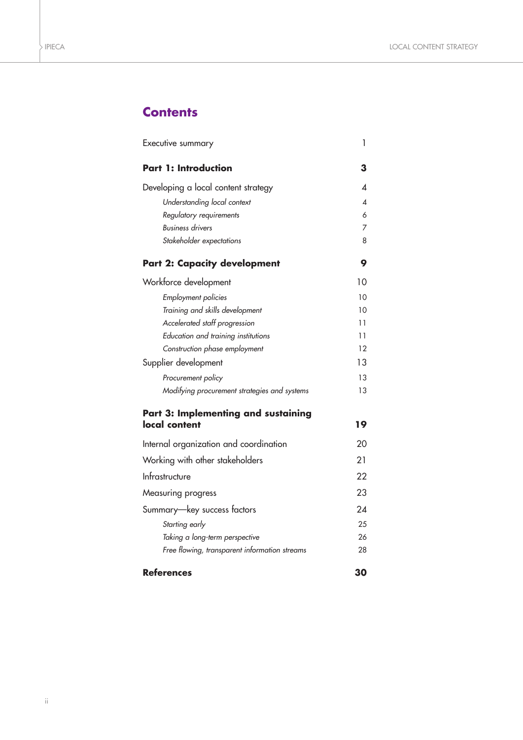# Contents

| | |
|---|---|
| Executive summary | 1 |
| **Part 1: Introduction** | **3** |
| Developing a local content strategy | 4 |
| *Understanding local context* | 4 |
| *Regulatory requirements* | 6 |
| *Business drivers* | 7 |
| *Stakeholder expectations* | 8 |
| **Part 2: Capacity development** | **9** |
| Workforce development | 10 |
| *Employment policies* | 10 |
| *Training and skills development* | 10 |
| *Accelerated staff progression* | 11 |
| *Education and training institutions* | 11 |
| *Construction phase employment* | 12 |
| Supplier development | 13 |
| *Procurement policy* | 13 |
| *Modifying procurement strategies and systems* | 13 |
| **Part 3: Implementing and sustaining local content** | **19** |
| Internal organization and coordination | 20 |
| Working with other stakeholders | 21 |
| Infrastructure | 22 |
| Measuring progress | 23 |
| Summary—key success factors | 24 |
| *Starting early* | 25 |
| *Taking a long-term perspective* | 26 |
| *Free flowing, transparent information streams* | 28 |
| **References** | **30** |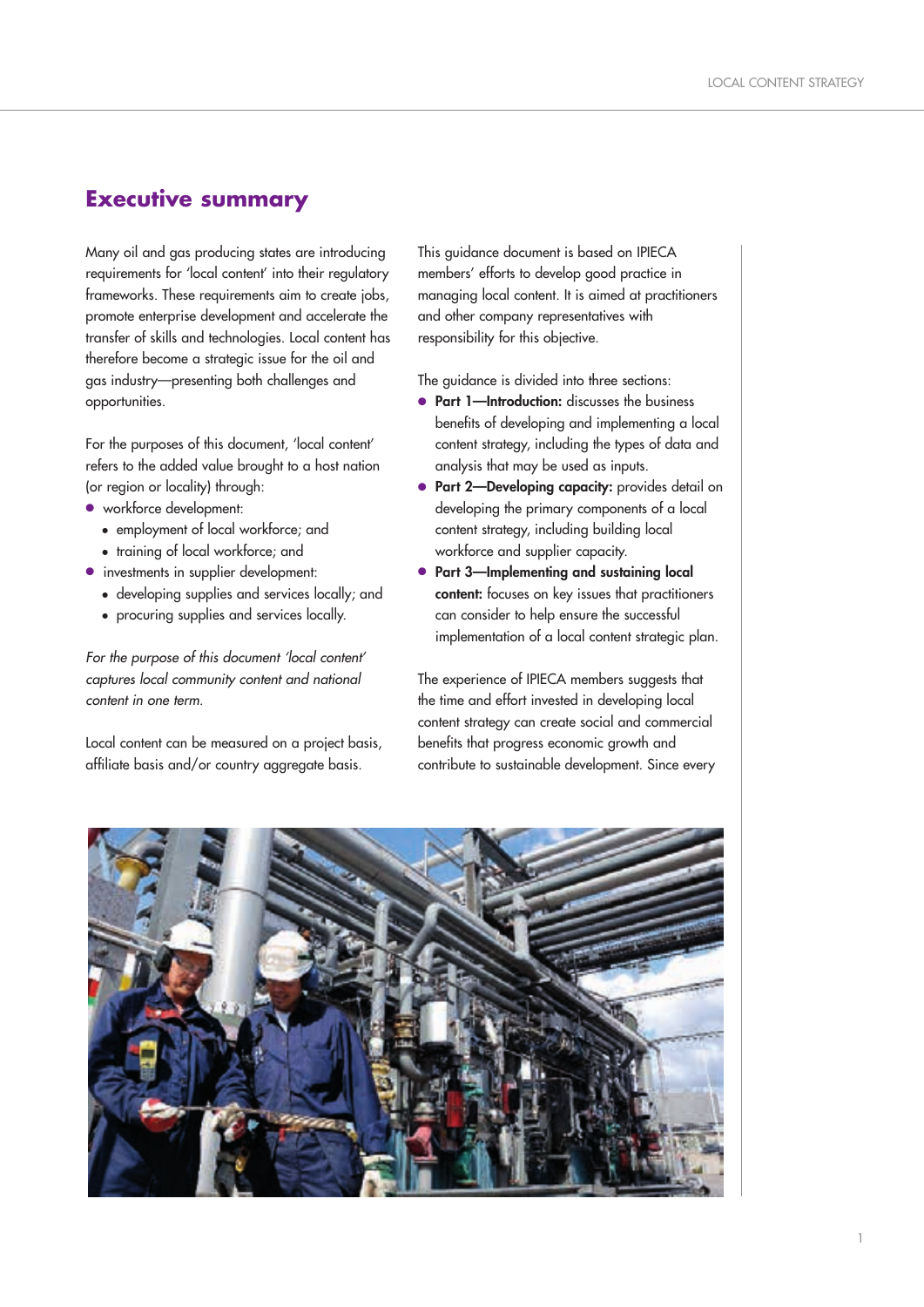## Executive summary

Many oil and gas producing states are introducing requirements for 'local content' into their regulatory frameworks. These requirements aim to create jobs, promote enterprise development and accelerate the transfer of skills and technologies. Local content has therefore become a strategic issue for the oil and gas industry—presenting both challenges and opportunities.

For the purposes of this document, 'local content' refers to the added value brought to a host nation (or region or locality) through:

- workforce development:
  - employment of local workforce; and
  - training of local workforce; and
- investments in supplier development:
  - developing supplies and services locally; and
  - procuring supplies and services locally.

*For the purpose of this document 'local content' captures local community content and national content in one term.*

Local content can be measured on a project basis, affiliate basis and/or country aggregate basis.

This guidance document is based on IPIECA members' efforts to develop good practice in managing local content. It is aimed at practitioners and other company representatives with responsibility for this objective.

The guidance is divided into three sections:

- **Part 1—Introduction:** discusses the business benefits of developing and implementing a local content strategy, including the types of data and analysis that may be used as inputs.
- **Part 2—Developing capacity:** provides detail on developing the primary components of a local content strategy, including building local workforce and supplier capacity.
- **Part 3—Implementing and sustaining local content:** focuses on key issues that practitioners can consider to help ensure the successful implementation of a local content strategic plan.

The experience of IPIECA members suggests that the time and effort invested in developing local content strategy can create social and commercial benefits that progress economic growth and contribute to sustainable development. Since every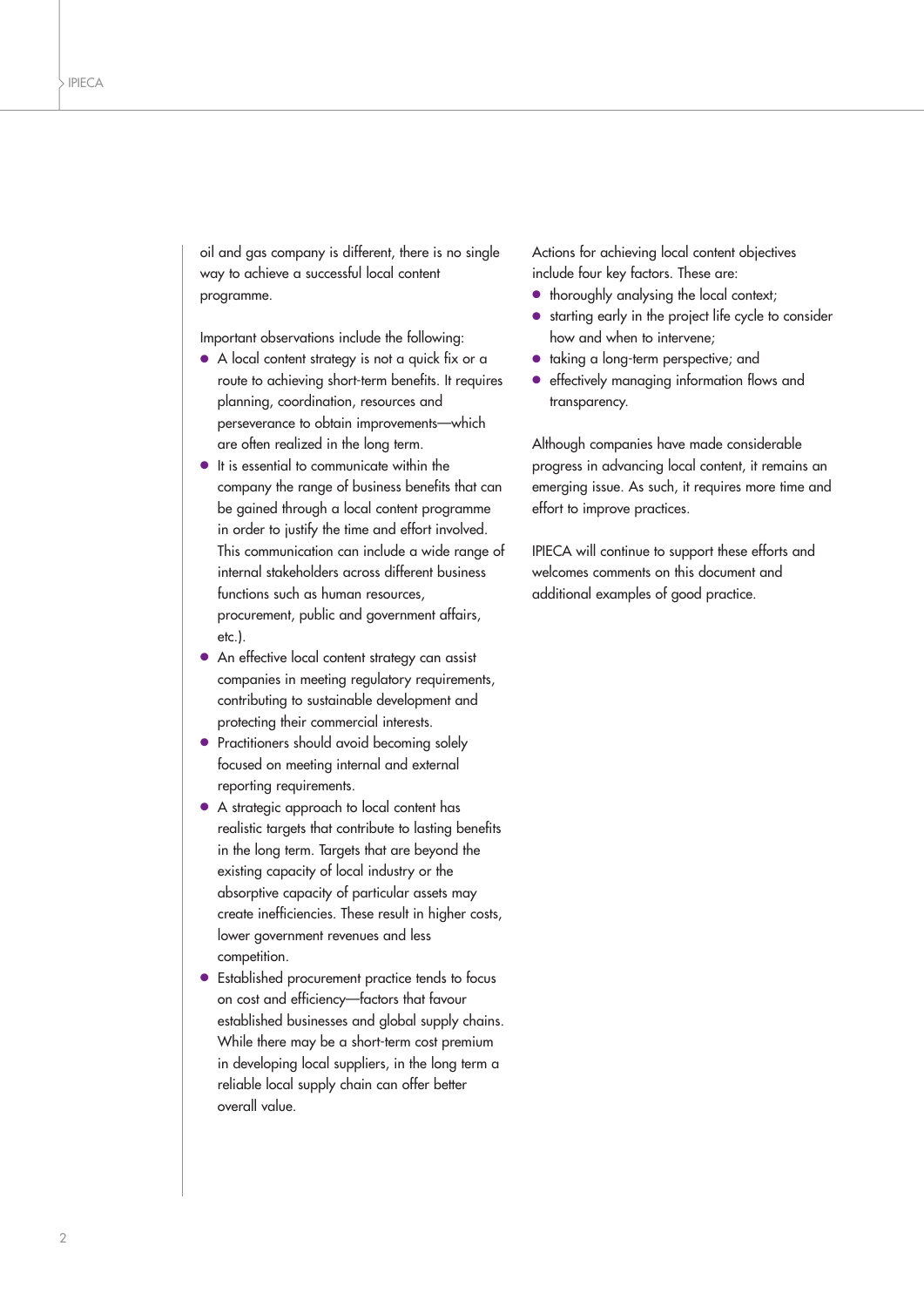oil and gas company is different, there is no single way to achieve a successful local content programme.

Important observations include the following:

- A local content strategy is not a quick fix or a route to achieving short-term benefits. It requires planning, coordination, resources and perseverance to obtain improvements—which are often realized in the long term.
- It is essential to communicate within the company the range of business benefits that can be gained through a local content programme in order to justify the time and effort involved. This communication can include a wide range of internal stakeholders across different business functions such as human resources, procurement, public and government affairs, etc.).
- An effective local content strategy can assist companies in meeting regulatory requirements, contributing to sustainable development and protecting their commercial interests.
- Practitioners should avoid becoming solely focused on meeting internal and external reporting requirements.
- A strategic approach to local content has realistic targets that contribute to lasting benefits in the long term. Targets that are beyond the existing capacity of local industry or the absorptive capacity of particular assets may create inefficiencies. These result in higher costs, lower government revenues and less competition.
- Established procurement practice tends to focus on cost and efficiency—factors that favour established businesses and global supply chains. While there may be a short-term cost premium in developing local suppliers, in the long term a reliable local supply chain can offer better overall value.

Actions for achieving local content objectives include four key factors. These are:

- thoroughly analysing the local context;
- starting early in the project life cycle to consider how and when to intervene;
- taking a long-term perspective; and
- effectively managing information flows and transparency.

Although companies have made considerable progress in advancing local content, it remains an emerging issue. As such, it requires more time and effort to improve practices.

IPIECA will continue to support these efforts and welcomes comments on this document and additional examples of good practice.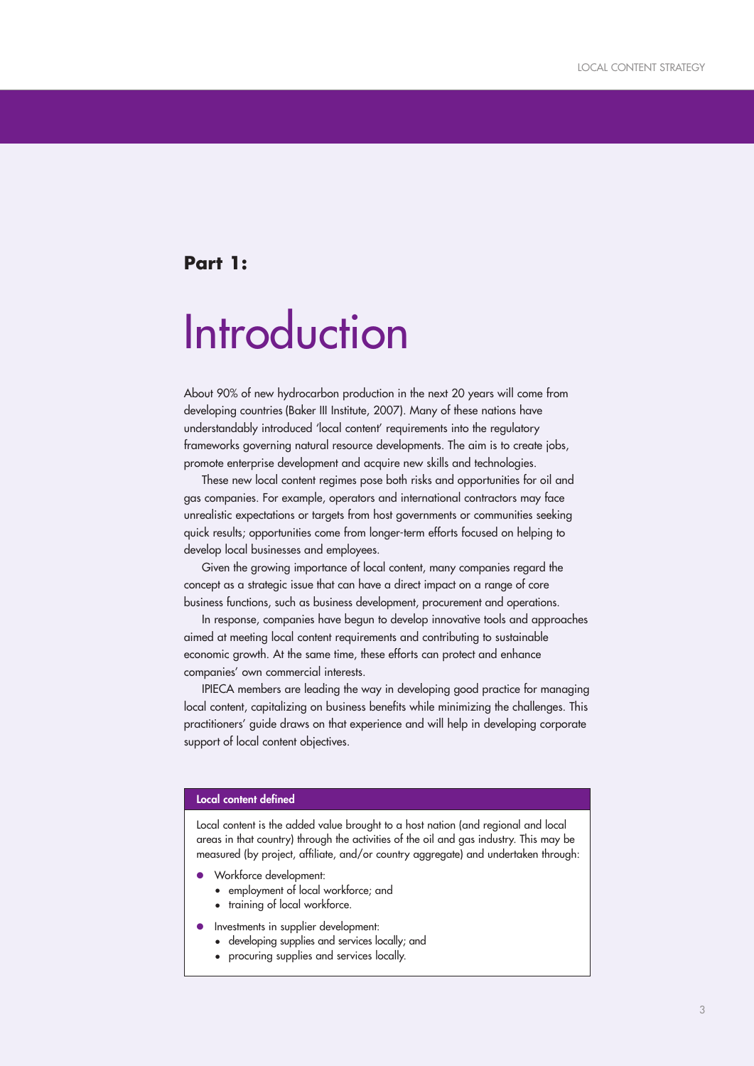**Part 1:**

# Introduction

About 90% of new hydrocarbon production in the next 20 years will come from developing countries (Baker III Institute, 2007). Many of these nations have understandably introduced 'local content' requirements into the regulatory frameworks governing natural resource developments. The aim is to create jobs, promote enterprise development and acquire new skills and technologies.

These new local content regimes pose both risks and opportunities for oil and gas companies. For example, operators and international contractors may face unrealistic expectations or targets from host governments or communities seeking quick results; opportunities come from longer-term efforts focused on helping to develop local businesses and employees.

Given the growing importance of local content, many companies regard the concept as a strategic issue that can have a direct impact on a range of core business functions, such as business development, procurement and operations.

In response, companies have begun to develop innovative tools and approaches aimed at meeting local content requirements and contributing to sustainable economic growth. At the same time, these efforts can protect and enhance companies' own commercial interests.

IPIECA members are leading the way in developing good practice for managing local content, capitalizing on business benefits while minimizing the challenges. This practitioners' guide draws on that experience and will help in developing corporate support of local content objectives.

**Local content defined**

Local content is the added value brought to a host nation (and regional and local areas in that country) through the activities of the oil and gas industry. This may be measured (by project, affiliate, and/or country aggregate) and undertaken through:

- Workforce development:
  - employment of local workforce; and
  - training of local workforce.
- Investments in supplier development:
  - developing supplies and services locally; and
  - procuring supplies and services locally.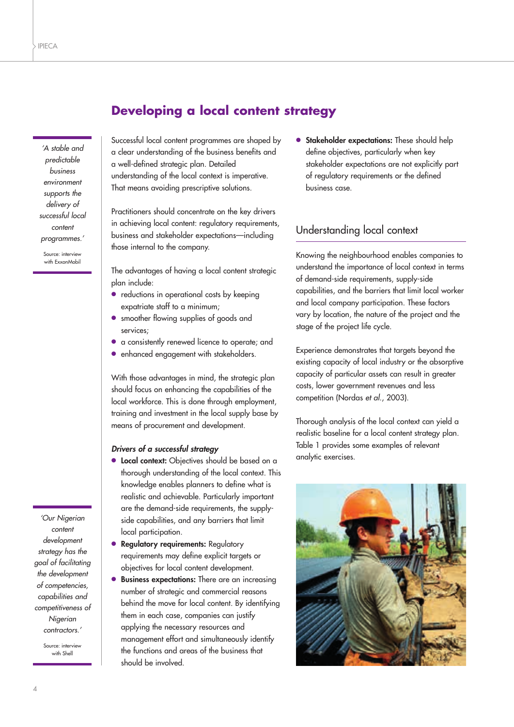# Developing a local content strategy

*'A stable and predictable business environment supports the delivery of successful local content programmes.'*

Source: interview with ExxonMobil

Successful local content programmes are shaped by a clear understanding of the business benefits and a well-defined strategic plan. Detailed understanding of the local context is imperative. That means avoiding prescriptive solutions.

Practitioners should concentrate on the key drivers in achieving local content: regulatory requirements, business and stakeholder expectations—including those internal to the company.

The advantages of having a local content strategic plan include:

- reductions in operational costs by keeping expatriate staff to a minimum;
- smoother flowing supplies of goods and services;
- a consistently renewed licence to operate; and
- enhanced engagement with stakeholders.

With those advantages in mind, the strategic plan should focus on enhancing the capabilities of the local workforce. This is done through employment, training and investment in the local supply base by means of procurement and development.

### *Drivers of a successful strategy*

- **Local context:** Objectives should be based on a thorough understanding of the local context. This knowledge enables planners to define what is realistic and achievable. Particularly important are the demand-side requirements, the supply-side capabilities, and any barriers that limit local participation.
- **Regulatory requirements:** Regulatory requirements may define explicit targets or objectives for local content development.
- **Business expectations:** There are an increasing number of strategic and commercial reasons behind the move for local content. By identifying them in each case, companies can justify applying the necessary resources and management effort and simultaneously identify the functions and areas of the business that should be involved.
- **Stakeholder expectations:** These should help define objectives, particularly when key stakeholder expectations are not explicitly part of regulatory requirements or the defined business case.

*'Our Nigerian content development strategy has the goal of facilitating the development of competencies, capabilities and competitiveness of Nigerian contractors.'*

Source: interview with Shell

## Understanding local context

Knowing the neighbourhood enables companies to understand the importance of local context in terms of demand-side requirements, supply-side capabilities, and the barriers that limit local worker and local company participation. These factors vary by location, the nature of the project and the stage of the project life cycle.

Experience demonstrates that targets beyond the existing capacity of local industry or the absorptive capacity of particular assets can result in greater costs, lower government revenues and less competition (Nordas *et al.*, 2003).

Thorough analysis of the local context can yield a realistic baseline for a local content strategy plan. Table 1 provides some examples of relevant analytic exercises.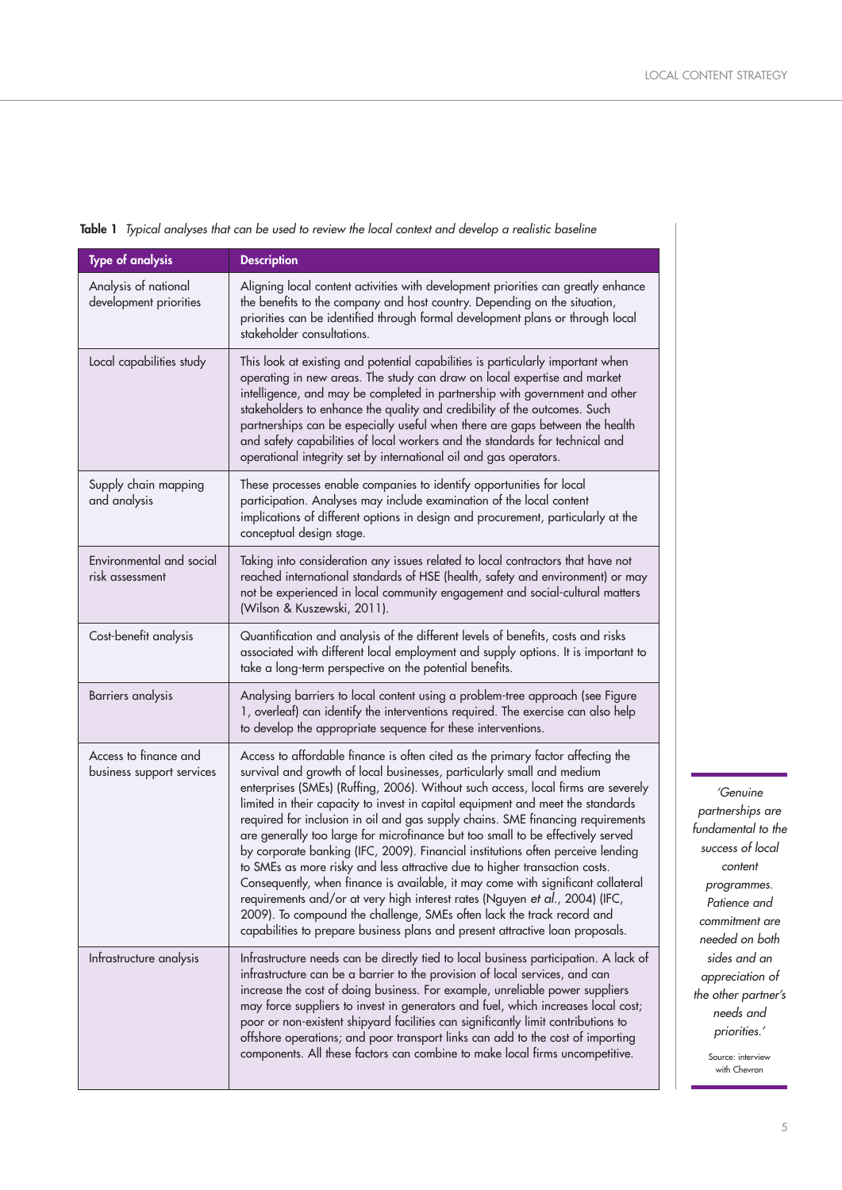**Table 1** *Typical analyses that can be used to review the local context and develop a realistic baseline*

| Type of analysis | Description |
|---|---|
| Analysis of national development priorities | Aligning local content activities with development priorities can greatly enhance the benefits to the company and host country. Depending on the situation, priorities can be identified through formal development plans or through local stakeholder consultations. |
| Local capabilities study | This look at existing and potential capabilities is particularly important when operating in new areas. The study can draw on local expertise and market intelligence, and may be completed in partnership with government and other stakeholders to enhance the quality and credibility of the outcomes. Such partnerships can be especially useful when there are gaps between the health and safety capabilities of local workers and the standards for technical and operational integrity set by international oil and gas operators. |
| Supply chain mapping and analysis | These processes enable companies to identify opportunities for local participation. Analyses may include examination of the local content implications of different options in design and procurement, particularly at the conceptual design stage. |
| Environmental and social risk assessment | Taking into consideration any issues related to local contractors that have not reached international standards of HSE (health, safety and environment) or may not be experienced in local community engagement and social-cultural matters (Wilson & Kuszewski, 2011). |
| Cost-benefit analysis | Quantification and analysis of the different levels of benefits, costs and risks associated with different local employment and supply options. It is important to take a long-term perspective on the potential benefits. |
| Barriers analysis | Analysing barriers to local content using a problem-tree approach (see Figure 1, overleaf) can identify the interventions required. The exercise can also help to develop the appropriate sequence for these interventions. |
| Access to finance and business support services | Access to affordable finance is often cited as the primary factor affecting the survival and growth of local businesses, particularly small and medium enterprises (SMEs) (Ruffing, 2006). Without such access, local firms are severely limited in their capacity to invest in capital equipment and meet the standards required for inclusion in oil and gas supply chains. SME financing requirements are generally too large for microfinance but too small to be effectively served by corporate banking (IFC, 2009). Financial institutions often perceive lending to SMEs as more risky and less attractive due to higher transaction costs. Consequently, when finance is available, it may come with significant collateral requirements and/or at very high interest rates (Nguyen *et al.*, 2004) (IFC, 2009). To compound the challenge, SMEs often lack the track record and capabilities to prepare business plans and present attractive loan proposals. |
| Infrastructure analysis | Infrastructure needs can be directly tied to local business participation. A lack of infrastructure can be a barrier to the provision of local services, and can increase the cost of doing business. For example, unreliable power suppliers may force suppliers to invest in generators and fuel, which increases local cost; poor or non-existent shipyard facilities can significantly limit contributions to offshore operations; and poor transport links can add to the cost of importing components. All these factors can combine to make local firms uncompetitive. |

*'Genuine partnerships are fundamental to the success of local content programmes. Patience and commitment are needed on both sides and an appreciation of the other partner's needs and priorities.'*

Source: interview with Chevron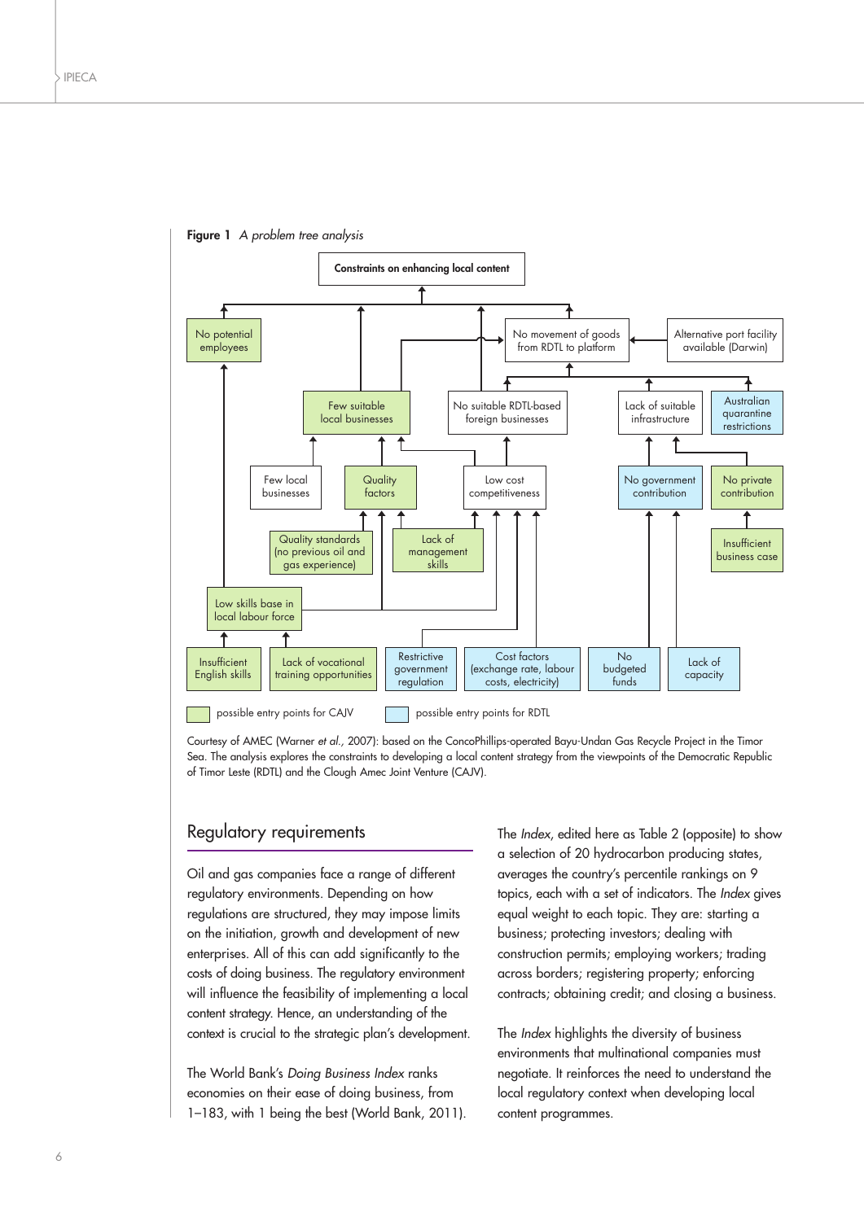**Figure 1** *A problem tree analysis*

Constraints on enhancing local content

- No potential employees
- Few suitable local businesses
- No suitable RDTL-based foreign businesses
- No movement of goods from RDTL to platform
- Alternative port facility available (Darwin)
- Lack of suitable infrastructure
- Australian quarantine restrictions
- Few local businesses
- Quality factors
- Low cost competitiveness
- No government contribution
- No private contribution
- Quality standards (no previous oil and gas experience)
- Lack of management skills
- Insufficient business case
- Low skills base in local labour force
- Insufficient English skills
- Lack of vocational training opportunities
- Restrictive government regulation
- Cost factors (exchange rate, labour costs, electricity)
- No budgeted funds
- Lack of capacity

possible entry points for CAJV | possible entry points for RDTL

Courtesy of AMEC (Warner *et al.,* 2007): based on the ConcoPhillips-operated Bayu-Undan Gas Recycle Project in the Timor Sea. The analysis explores the constraints to developing a local content strategy from the viewpoints of the Democratic Republic of Timor Leste (RDTL) and the Clough Amec Joint Venture (CAJV).

## Regulatory requirements

Oil and gas companies face a range of different regulatory environments. Depending on how regulations are structured, they may impose limits on the initiation, growth and development of new enterprises. All of this can add significantly to the costs of doing business. The regulatory environment will influence the feasibility of implementing a local content strategy. Hence, an understanding of the context is crucial to the strategic plan's development.

The World Bank's *Doing Business Index* ranks economies on their ease of doing business, from 1–183, with 1 being the best (World Bank, 2011).

The *Index*, edited here as Table 2 (opposite) to show a selection of 20 hydrocarbon producing states, averages the country's percentile rankings on 9 topics, each with a set of indicators. The *Index* gives equal weight to each topic. They are: starting a business; protecting investors; dealing with construction permits; employing workers; trading across borders; registering property; enforcing contracts; obtaining credit; and closing a business.

The *Index* highlights the diversity of business environments that multinational companies must negotiate. It reinforces the need to understand the local regulatory context when developing local content programmes.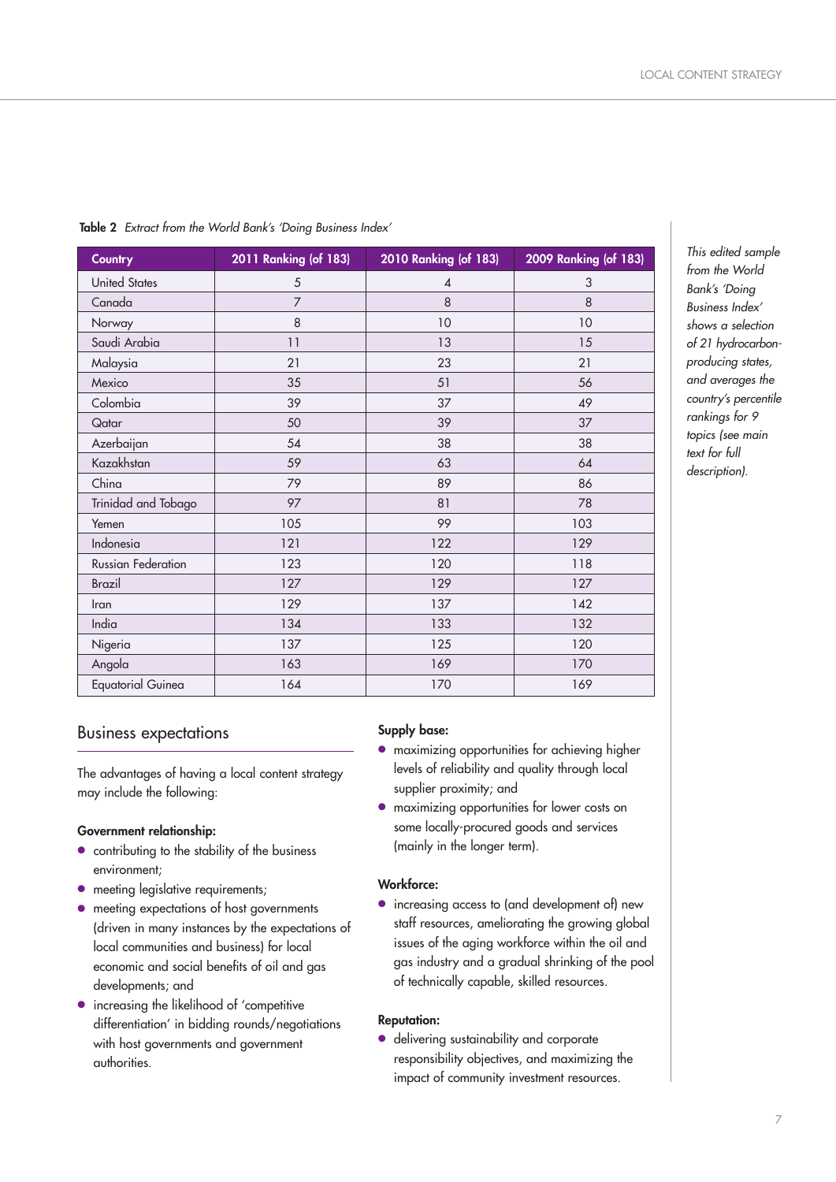**Table 2** *Extract from the World Bank's 'Doing Business Index'*

| Country | 2011 Ranking (of 183) | 2010 Ranking (of 183) | 2009 Ranking (of 183) |
|---|---|---|---|
| United States | 5 | 4 | 3 |
| Canada | 7 | 8 | 8 |
| Norway | 8 | 10 | 10 |
| Saudi Arabia | 11 | 13 | 15 |
| Malaysia | 21 | 23 | 21 |
| Mexico | 35 | 51 | 56 |
| Colombia | 39 | 37 | 49 |
| Qatar | 50 | 39 | 37 |
| Azerbaijan | 54 | 38 | 38 |
| Kazakhstan | 59 | 63 | 64 |
| China | 79 | 89 | 86 |
| Trinidad and Tobago | 97 | 81 | 78 |
| Yemen | 105 | 99 | 103 |
| Indonesia | 121 | 122 | 129 |
| Russian Federation | 123 | 120 | 118 |
| Brazil | 127 | 129 | 127 |
| Iran | 129 | 137 | 142 |
| India | 134 | 133 | 132 |
| Nigeria | 137 | 125 | 120 |
| Angola | 163 | 169 | 170 |
| Equatorial Guinea | 164 | 170 | 169 |

*This edited sample from the World Bank's 'Doing Business Index' shows a selection of 21 hydrocarbon-producing states, and averages the country's percentile rankings for 9 topics (see main text for full description).*

## Business expectations

The advantages of having a local content strategy may include the following:

**Government relationship:**

- contributing to the stability of the business environment;
- meeting legislative requirements;
- meeting expectations of host governments (driven in many instances by the expectations of local communities and business) for local economic and social benefits of oil and gas developments; and
- increasing the likelihood of 'competitive differentiation' in bidding rounds/negotiations with host governments and government authorities.

**Supply base:**

- maximizing opportunities for achieving higher levels of reliability and quality through local supplier proximity; and
- maximizing opportunities for lower costs on some locally-procured goods and services (mainly in the longer term).

**Workforce:**

- increasing access to (and development of) new staff resources, ameliorating the growing global issues of the aging workforce within the oil and gas industry and a gradual shrinking of the pool of technically capable, skilled resources.

**Reputation:**

- delivering sustainability and corporate responsibility objectives, and maximizing the impact of community investment resources.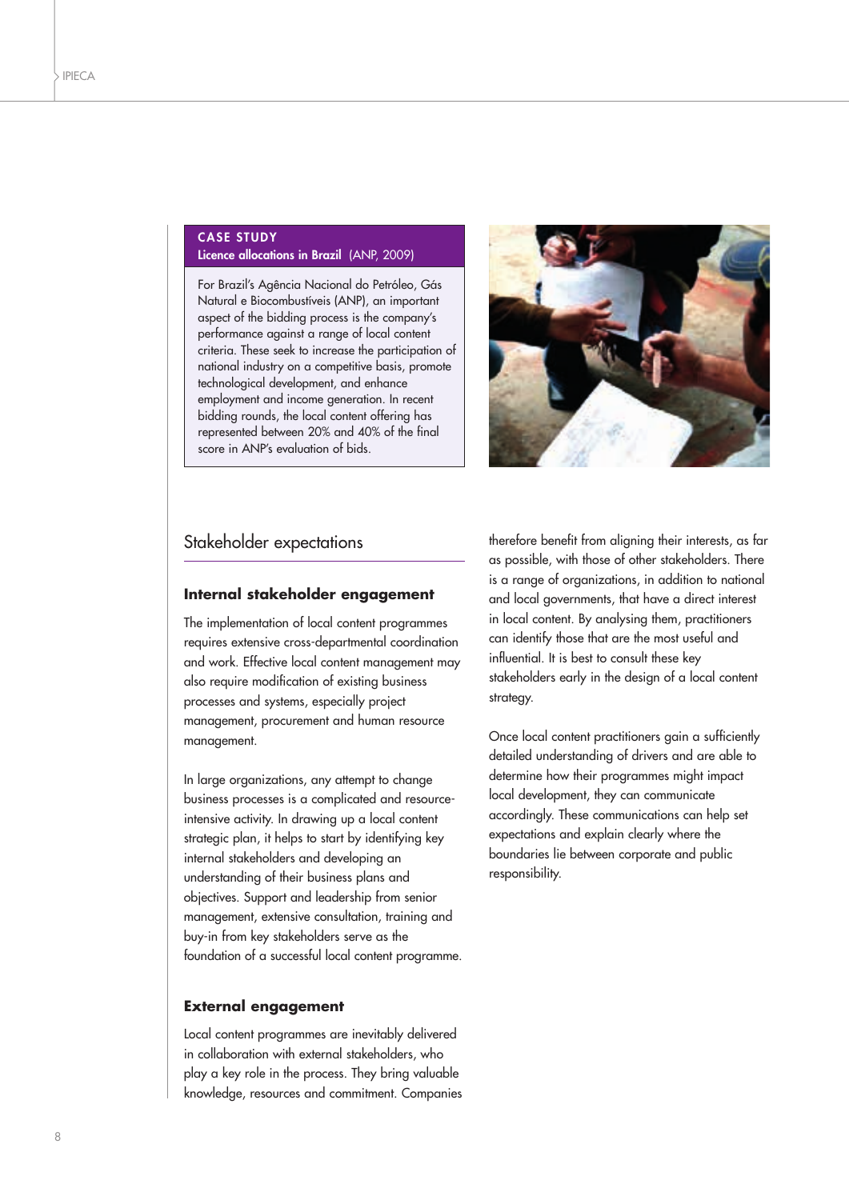**CASE STUDY**
**Licence allocations in Brazil** (ANP, 2009)

For Brazil's Agência Nacional do Petróleo, Gás Natural e Biocombustíveis (ANP), an important aspect of the bidding process is the company's performance against a range of local content criteria. These seek to increase the participation of national industry on a competitive basis, promote technological development, and enhance employment and income generation. In recent bidding rounds, the local content offering has represented between 20% and 40% of the final score in ANP's evaluation of bids.

## Stakeholder expectations

### Internal stakeholder engagement

The implementation of local content programmes requires extensive cross-departmental coordination and work. Effective local content management may also require modification of existing business processes and systems, especially project management, procurement and human resource management.

In large organizations, any attempt to change business processes is a complicated and resource-intensive activity. In drawing up a local content strategic plan, it helps to start by identifying key internal stakeholders and developing an understanding of their business plans and objectives. Support and leadership from senior management, extensive consultation, training and buy-in from key stakeholders serve as the foundation of a successful local content programme.

### External engagement

Local content programmes are inevitably delivered in collaboration with external stakeholders, who play a key role in the process. They bring valuable knowledge, resources and commitment. Companies therefore benefit from aligning their interests, as far as possible, with those of other stakeholders. There is a range of organizations, in addition to national and local governments, that have a direct interest in local content. By analysing them, practitioners can identify those that are the most useful and influential. It is best to consult these key stakeholders early in the design of a local content strategy.

Once local content practitioners gain a sufficiently detailed understanding of drivers and are able to determine how their programmes might impact local development, they can communicate accordingly. These communications can help set expectations and explain clearly where the boundaries lie between corporate and public responsibility.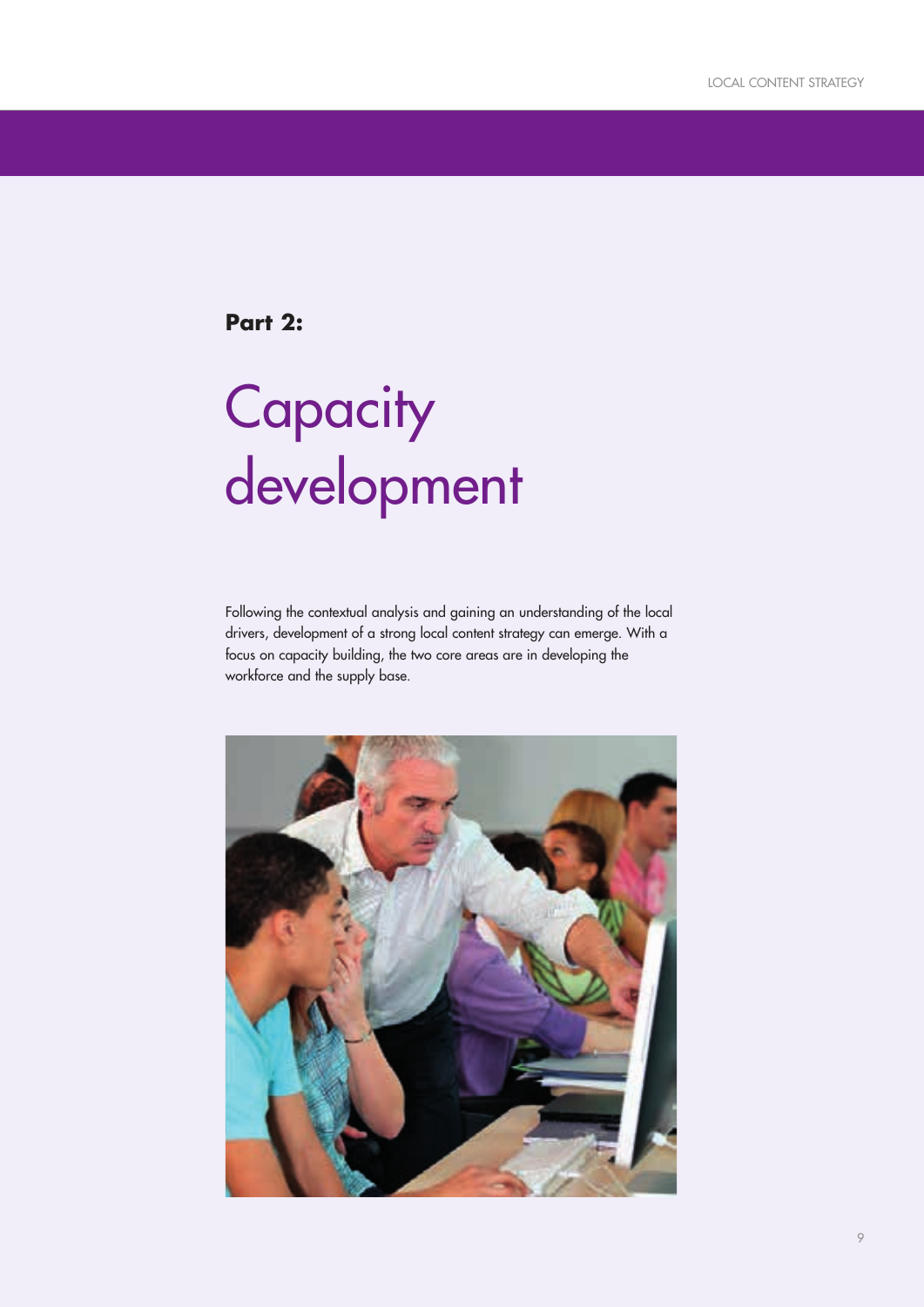**Part 2:**

# Capacity development

Following the contextual analysis and gaining an understanding of the local drivers, development of a strong local content strategy can emerge. With a focus on capacity building, the two core areas are in developing the workforce and the supply base.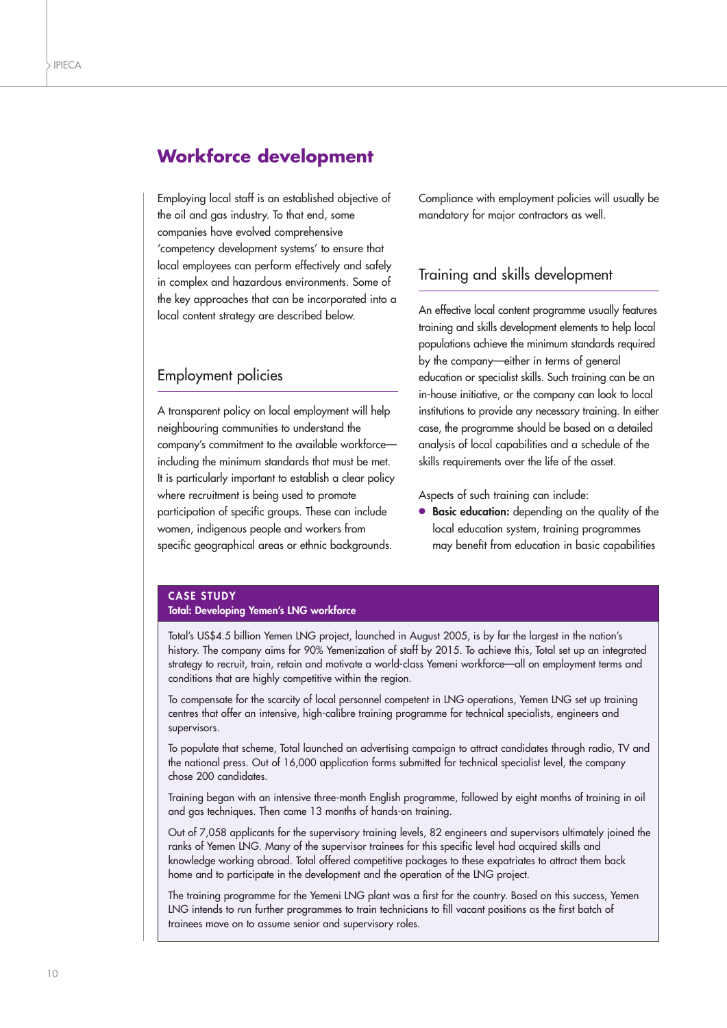## Workforce development

Employing local staff is an established objective of the oil and gas industry. To that end, some companies have evolved comprehensive 'competency development systems' to ensure that local employees can perform effectively and safely in complex and hazardous environments. Some of the key approaches that can be incorporated into a local content strategy are described below.

### Employment policies

A transparent policy on local employment will help neighbouring communities to understand the company's commitment to the available workforce—including the minimum standards that must be met. It is particularly important to establish a clear policy where recruitment is being used to promote participation of specific groups. These can include women, indigenous people and workers from specific geographical areas or ethnic backgrounds. Compliance with employment policies will usually be mandatory for major contractors as well.

### Training and skills development

An effective local content programme usually features training and skills development elements to help local populations achieve the minimum standards required by the company—either in terms of general education or specialist skills. Such training can be an in-house initiative, or the company can look to local institutions to provide any necessary training. In either case, the programme should be based on a detailed analysis of local capabilities and a schedule of the skills requirements over the life of the asset.

Aspects of such training can include:

- **Basic education:** depending on the quality of the local education system, training programmes may benefit from education in basic capabilities

**CASE STUDY**

**Total: Developing Yemen's LNG workforce**

Total's US$4.5 billion Yemen LNG project, launched in August 2005, is by far the largest in the nation's history. The company aims for 90% Yemenization of staff by 2015. To achieve this, Total set up an integrated strategy to recruit, train, retain and motivate a world-class Yemeni workforce—all on employment terms and conditions that are highly competitive within the region.

To compensate for the scarcity of local personnel competent in LNG operations, Yemen LNG set up training centres that offer an intensive, high-calibre training programme for technical specialists, engineers and supervisors.

To populate that scheme, Total launched an advertising campaign to attract candidates through radio, TV and the national press. Out of 16,000 application forms submitted for technical specialist level, the company chose 200 candidates.

Training began with an intensive three-month English programme, followed by eight months of training in oil and gas techniques. Then came 13 months of hands-on training.

Out of 7,058 applicants for the supervisory training levels, 82 engineers and supervisors ultimately joined the ranks of Yemen LNG. Many of the supervisor trainees for this specific level had acquired skills and knowledge working abroad. Total offered competitive packages to these expatriates to attract them back home and to participate in the development and the operation of the LNG project.

The training programme for the Yemeni LNG plant was a first for the country. Based on this success, Yemen LNG intends to run further programmes to train technicians to fill vacant positions as the first batch of trainees move on to assume senior and supervisory roles.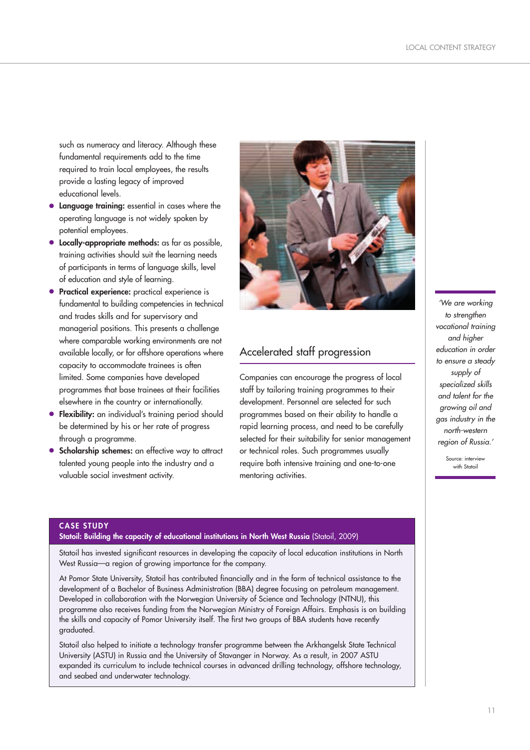such as numeracy and literacy. Although these fundamental requirements add to the time required to train local employees, the results provide a lasting legacy of improved educational levels.

- **Language training:** essential in cases where the operating language is not widely spoken by potential employees.
- **Locally-appropriate methods:** as far as possible, training activities should suit the learning needs of participants in terms of language skills, level of education and style of learning.
- **Practical experience:** practical experience is fundamental to building competencies in technical and trades skills and for supervisory and managerial positions. This presents a challenge where comparable working environments are not available locally, or for offshore operations where capacity to accommodate trainees is often limited. Some companies have developed programmes that base trainees at their facilities elsewhere in the country or internationally.
- **Flexibility:** an individual's training period should be determined by his or her rate of progress through a programme.
- **Scholarship schemes:** an effective way to attract talented young people into the industry and a valuable social investment activity.

## Accelerated staff progression

Companies can encourage the progress of local staff by tailoring training programmes to their development. Personnel are selected for such programmes based on their ability to handle a rapid learning process, and need to be carefully selected for their suitability for senior management or technical roles. Such programmes usually require both intensive training and one-to-one mentoring activities.

*'We are working to strengthen vocational training and higher education in order to ensure a steady supply of specialized skills and talent for the growing oil and gas industry in the north-western region of Russia.'*

Source: interview with Statoil

**CASE STUDY**

**Statoil: Building the capacity of educational institutions in North West Russia** (Statoil, 2009)

Statoil has invested significant resources in developing the capacity of local education institutions in North West Russia—a region of growing importance for the company.

At Pomor State University, Statoil has contributed financially and in the form of technical assistance to the development of a Bachelor of Business Administration (BBA) degree focusing on petroleum management. Developed in collaboration with the Norwegian University of Science and Technology (NTNU), this programme also receives funding from the Norwegian Ministry of Foreign Affairs. Emphasis is on building the skills and capacity of Pomor University itself. The first two groups of BBA students have recently graduated.

Statoil also helped to initiate a technology transfer programme between the Arkhangelsk State Technical University (ASTU) in Russia and the University of Stavanger in Norway. As a result, in 2007 ASTU expanded its curriculum to include technical courses in advanced drilling technology, offshore technology, and seabed and underwater technology.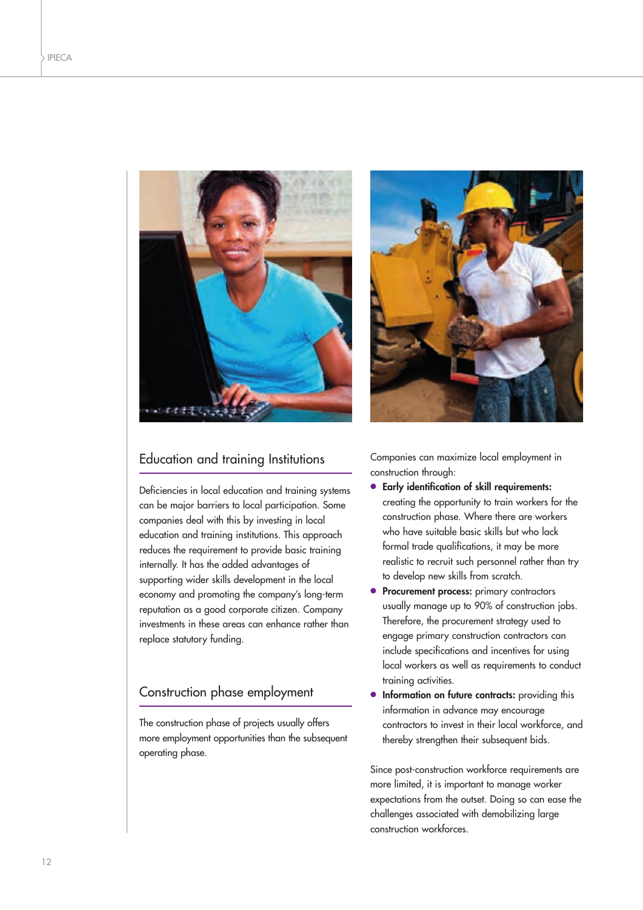## Education and training Institutions

Deficiencies in local education and training systems can be major barriers to local participation. Some companies deal with this by investing in local education and training institutions. This approach reduces the requirement to provide basic training internally. It has the added advantages of supporting wider skills development in the local economy and promoting the company's long-term reputation as a good corporate citizen. Company investments in these areas can enhance rather than replace statutory funding.

## Construction phase employment

The construction phase of projects usually offers more employment opportunities than the subsequent operating phase.

Companies can maximize local employment in construction through:

- **Early identification of skill requirements:** creating the opportunity to train workers for the construction phase. Where there are workers who have suitable basic skills but who lack formal trade qualifications, it may be more realistic to recruit such personnel rather than try to develop new skills from scratch.
- **Procurement process:** primary contractors usually manage up to 90% of construction jobs. Therefore, the procurement strategy used to engage primary construction contractors can include specifications and incentives for using local workers as well as requirements to conduct training activities.
- **Information on future contracts:** providing this information in advance may encourage contractors to invest in their local workforce, and thereby strengthen their subsequent bids.

Since post-construction workforce requirements are more limited, it is important to manage worker expectations from the outset. Doing so can ease the challenges associated with demobilizing large construction workforces.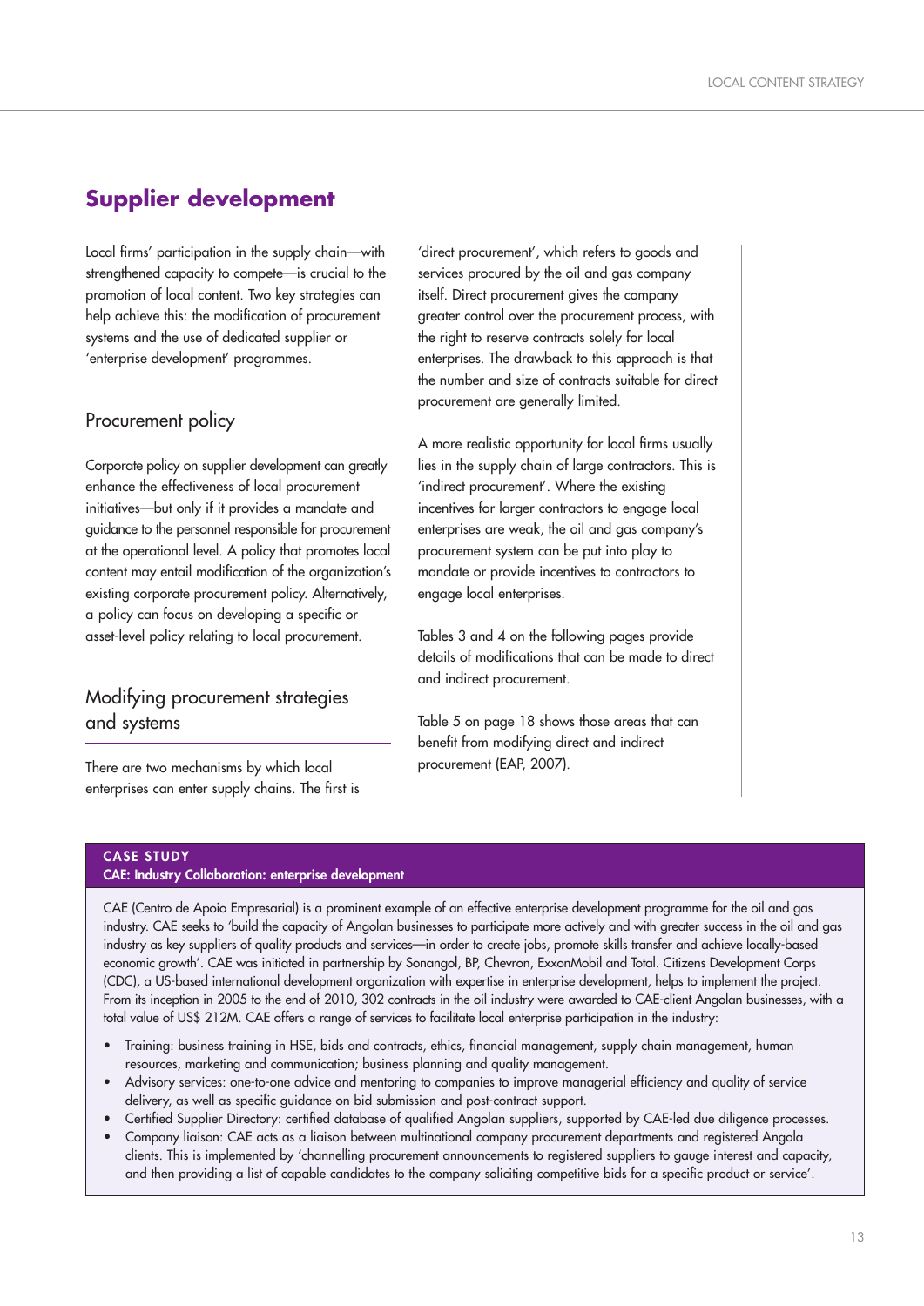## Supplier development

Local firms' participation in the supply chain—with strengthened capacity to compete—is crucial to the promotion of local content. Two key strategies can help achieve this: the modification of procurement systems and the use of dedicated supplier or 'enterprise development' programmes.

### Procurement policy

Corporate policy on supplier development can greatly enhance the effectiveness of local procurement initiatives—but only if it provides a mandate and guidance to the personnel responsible for procurement at the operational level. A policy that promotes local content may entail modification of the organization's existing corporate procurement policy. Alternatively, a policy can focus on developing a specific or asset-level policy relating to local procurement.

### Modifying procurement strategies and systems

There are two mechanisms by which local enterprises can enter supply chains. The first is 'direct procurement', which refers to goods and services procured by the oil and gas company itself. Direct procurement gives the company greater control over the procurement process, with the right to reserve contracts solely for local enterprises. The drawback to this approach is that the number and size of contracts suitable for direct procurement are generally limited.

A more realistic opportunity for local firms usually lies in the supply chain of large contractors. This is 'indirect procurement'. Where the existing incentives for larger contractors to engage local enterprises are weak, the oil and gas company's procurement system can be put into play to mandate or provide incentives to contractors to engage local enterprises.

Tables 3 and 4 on the following pages provide details of modifications that can be made to direct and indirect procurement.

Table 5 on page 18 shows those areas that can benefit from modifying direct and indirect procurement (EAP, 2007).

**CASE STUDY**

**CAE: Industry Collaboration: enterprise development**

CAE (Centro de Apoio Empresarial) is a prominent example of an effective enterprise development programme for the oil and gas industry. CAE seeks to 'build the capacity of Angolan businesses to participate more actively and with greater success in the oil and gas industry as key suppliers of quality products and services—in order to create jobs, promote skills transfer and achieve locally-based economic growth'. CAE was initiated in partnership by Sonangol, BP, Chevron, ExxonMobil and Total. Citizens Development Corps (CDC), a US-based international development organization with expertise in enterprise development, helps to implement the project. From its inception in 2005 to the end of 2010, 302 contracts in the oil industry were awarded to CAE-client Angolan businesses, with a total value of US$ 212M. CAE offers a range of services to facilitate local enterprise participation in the industry:

- Training: business training in HSE, bids and contracts, ethics, financial management, supply chain management, human resources, marketing and communication; business planning and quality management.
- Advisory services: one-to-one advice and mentoring to companies to improve managerial efficiency and quality of service delivery, as well as specific guidance on bid submission and post-contract support.
- Certified Supplier Directory: certified database of qualified Angolan suppliers, supported by CAE-led due diligence processes.
- Company liaison: CAE acts as a liaison between multinational company procurement departments and registered Angola clients. This is implemented by 'channelling procurement announcements to registered suppliers to gauge interest and capacity, and then providing a list of capable candidates to the company soliciting competitive bids for a specific product or service'.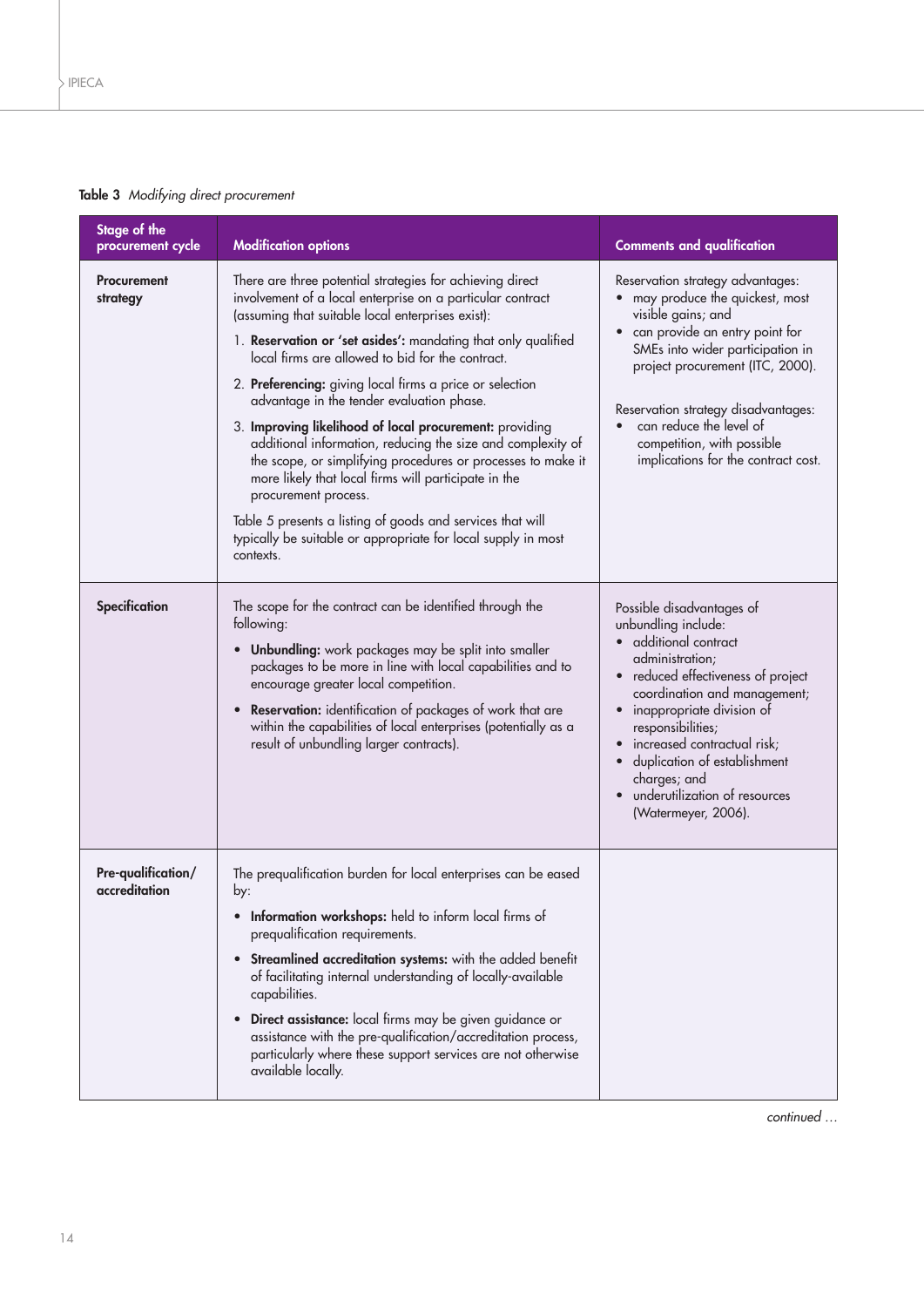**Table 3** *Modifying direct procurement*

| Stage of the procurement cycle | Modification options | Comments and qualification |
|---|---|---|
| **Procurement strategy** | There are three potential strategies for achieving direct involvement of a local enterprise on a particular contract (assuming that suitable local enterprises exist):<br>1. **Reservation or 'set asides':** mandating that only qualified local firms are allowed to bid for the contract.<br>2. **Preferencing:** giving local firms a price or selection advantage in the tender evaluation phase.<br>3. **Improving likelihood of local procurement:** providing additional information, reducing the size and complexity of the scope, or simplifying procedures or processes to make it more likely that local firms will participate in the procurement process.<br>Table 5 presents a listing of goods and services that will typically be suitable or appropriate for local supply in most contexts. | Reservation strategy advantages:<br>• may produce the quickest, most visible gains; and<br>• can provide an entry point for SMEs into wider participation in project procurement (ITC, 2000).<br>Reservation strategy disadvantages:<br>• can reduce the level of competition, with possible implications for the contract cost. |
| **Specification** | The scope for the contract can be identified through the following:<br>• **Unbundling:** work packages may be split into smaller packages to be more in line with local capabilities and to encourage greater local competition.<br>• **Reservation:** identification of packages of work that are within the capabilities of local enterprises (potentially as a result of unbundling larger contracts). | Possible disadvantages of unbundling include:<br>• additional contract administration;<br>• reduced effectiveness of project coordination and management;<br>• inappropriate division of responsibilities;<br>• increased contractual risk;<br>• duplication of establishment charges; and<br>• underutilization of resources (Watermeyer, 2006). |
| **Pre-qualification/ accreditation** | The prequalification burden for local enterprises can be eased by:<br>• **Information workshops:** held to inform local firms of prequalification requirements.<br>• **Streamlined accreditation systems:** with the added benefit of facilitating internal understanding of locally-available capabilities.<br>• **Direct assistance:** local firms may be given guidance or assistance with the pre-qualification/accreditation process, particularly where these support services are not otherwise available locally. | |

*continued …*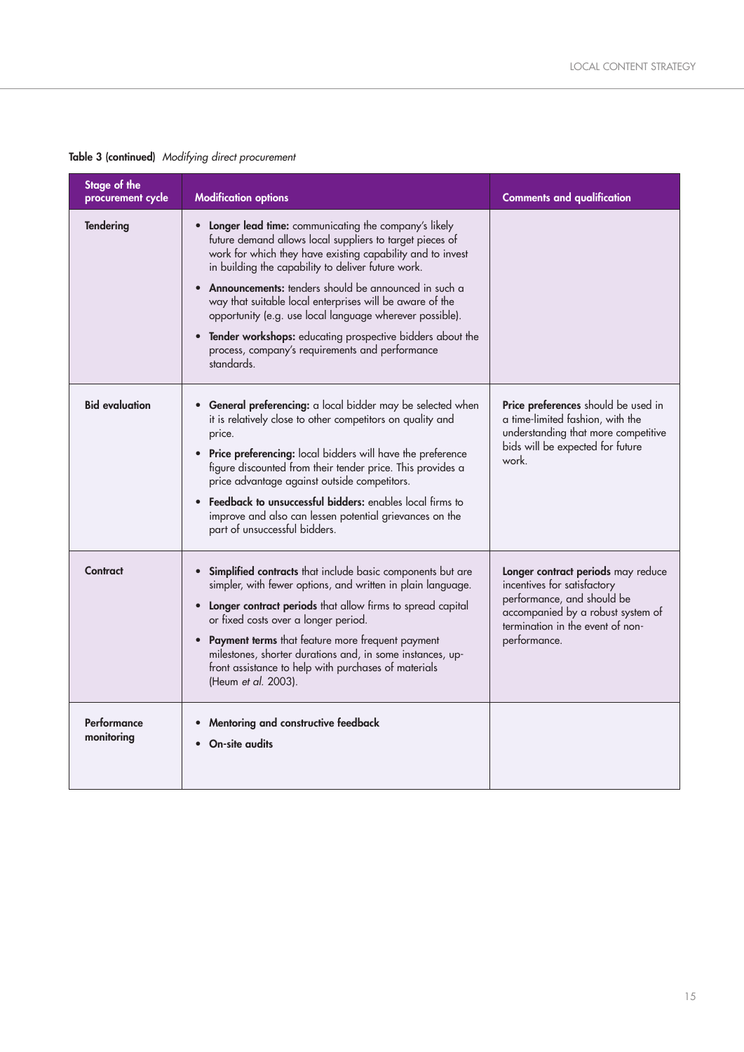**Table 3 (continued)** *Modifying direct procurement*

| Stage of the procurement cycle | Modification options | Comments and qualification |
|---|---|---|
| **Tendering** | • **Longer lead time:** communicating the company's likely future demand allows local suppliers to target pieces of work for which they have existing capability and to invest in building the capability to deliver future work.<br>• **Announcements:** tenders should be announced in such a way that suitable local enterprises will be aware of the opportunity (e.g. use local language wherever possible).<br>• **Tender workshops:** educating prospective bidders about the process, company's requirements and performance standards. | |
| **Bid evaluation** | • **General preferencing:** a local bidder may be selected when it is relatively close to other competitors on quality and price.<br>• **Price preferencing:** local bidders will have the preference figure discounted from their tender price. This provides a price advantage against outside competitors.<br>• **Feedback to unsuccessful bidders:** enables local firms to improve and also can lessen potential grievances on the part of unsuccessful bidders. | **Price preferences** should be used in a time-limited fashion, with the understanding that more competitive bids will be expected for future work. |
| **Contract** | • **Simplified contracts** that include basic components but are simpler, with fewer options, and written in plain language.<br>• **Longer contract periods** that allow firms to spread capital or fixed costs over a longer period.<br>• **Payment terms** that feature more frequent payment milestones, shorter durations and, in some instances, up-front assistance to help with purchases of materials (Heum *et al.* 2003). | **Longer contract periods** may reduce incentives for satisfactory performance, and should be accompanied by a robust system of termination in the event of non-performance. |
| **Performance monitoring** | • **Mentoring and constructive feedback**<br>• **On-site audits** | |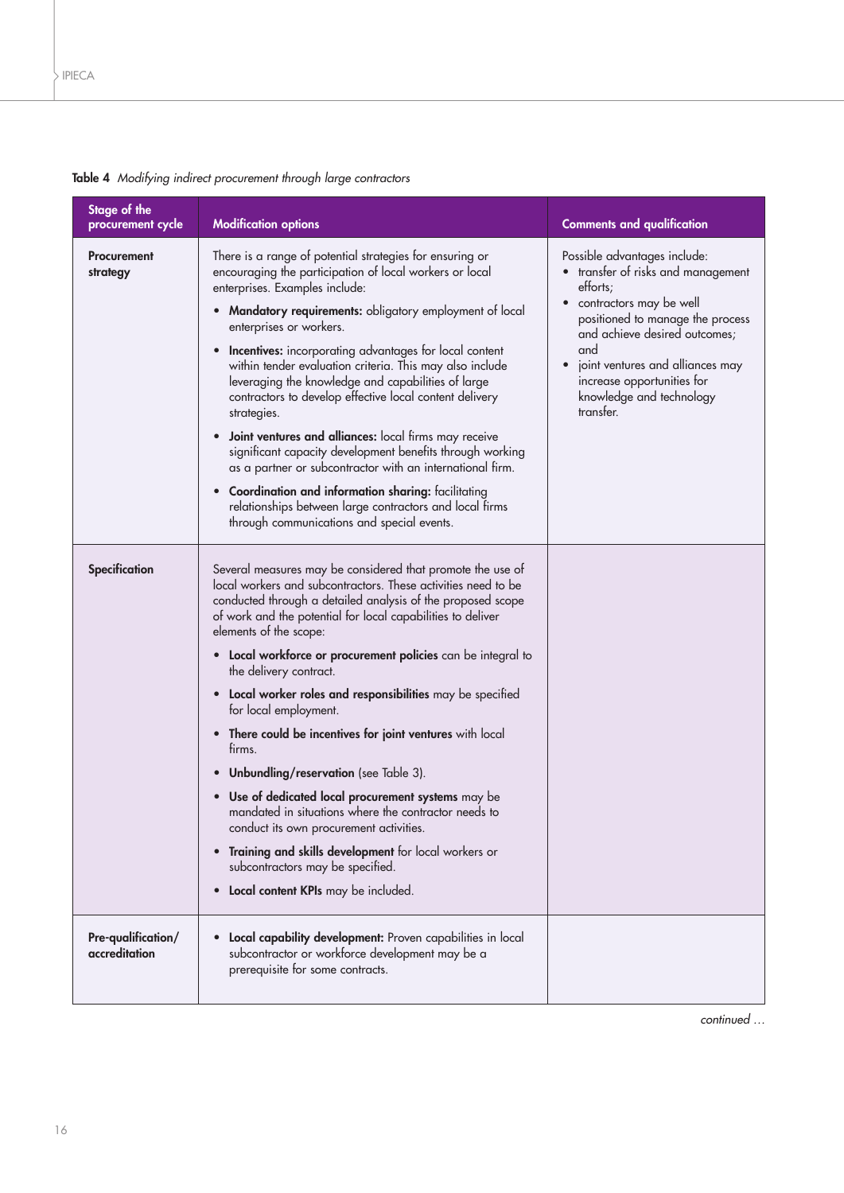**Table 4** *Modifying indirect procurement through large contractors*

| Stage of the procurement cycle | Modification options | Comments and qualification |
|---|---|---|
| **Procurement strategy** | There is a range of potential strategies for ensuring or encouraging the participation of local workers or local enterprises. Examples include:<br>• **Mandatory requirements:** obligatory employment of local enterprises or workers.<br>• **Incentives:** incorporating advantages for local content within tender evaluation criteria. This may also include leveraging the knowledge and capabilities of large contractors to develop effective local content delivery strategies.<br>• **Joint ventures and alliances:** local firms may receive significant capacity development benefits through working as a partner or subcontractor with an international firm.<br>• **Coordination and information sharing:** facilitating relationships between large contractors and local firms through communications and special events. | Possible advantages include:<br>• transfer of risks and management efforts;<br>• contractors may be well positioned to manage the process and achieve desired outcomes; and<br>• joint ventures and alliances may increase opportunities for knowledge and technology transfer. |
| **Specification** | Several measures may be considered that promote the use of local workers and subcontractors. These activities need to be conducted through a detailed analysis of the proposed scope of work and the potential for local capabilities to deliver elements of the scope:<br>• **Local workforce or procurement policies** can be integral to the delivery contract.<br>• **Local worker roles and responsibilities** may be specified for local employment.<br>• **There could be incentives for joint ventures** with local firms.<br>• **Unbundling/reservation** (see Table 3).<br>• **Use of dedicated local procurement systems** may be mandated in situations where the contractor needs to conduct its own procurement activities.<br>• **Training and skills development** for local workers or subcontractors may be specified.<br>• **Local content KPIs** may be included. | |
| **Pre-qualification/ accreditation** | • **Local capability development:** Proven capabilities in local subcontractor or workforce development may be a prerequisite for some contracts. | |

*continued …*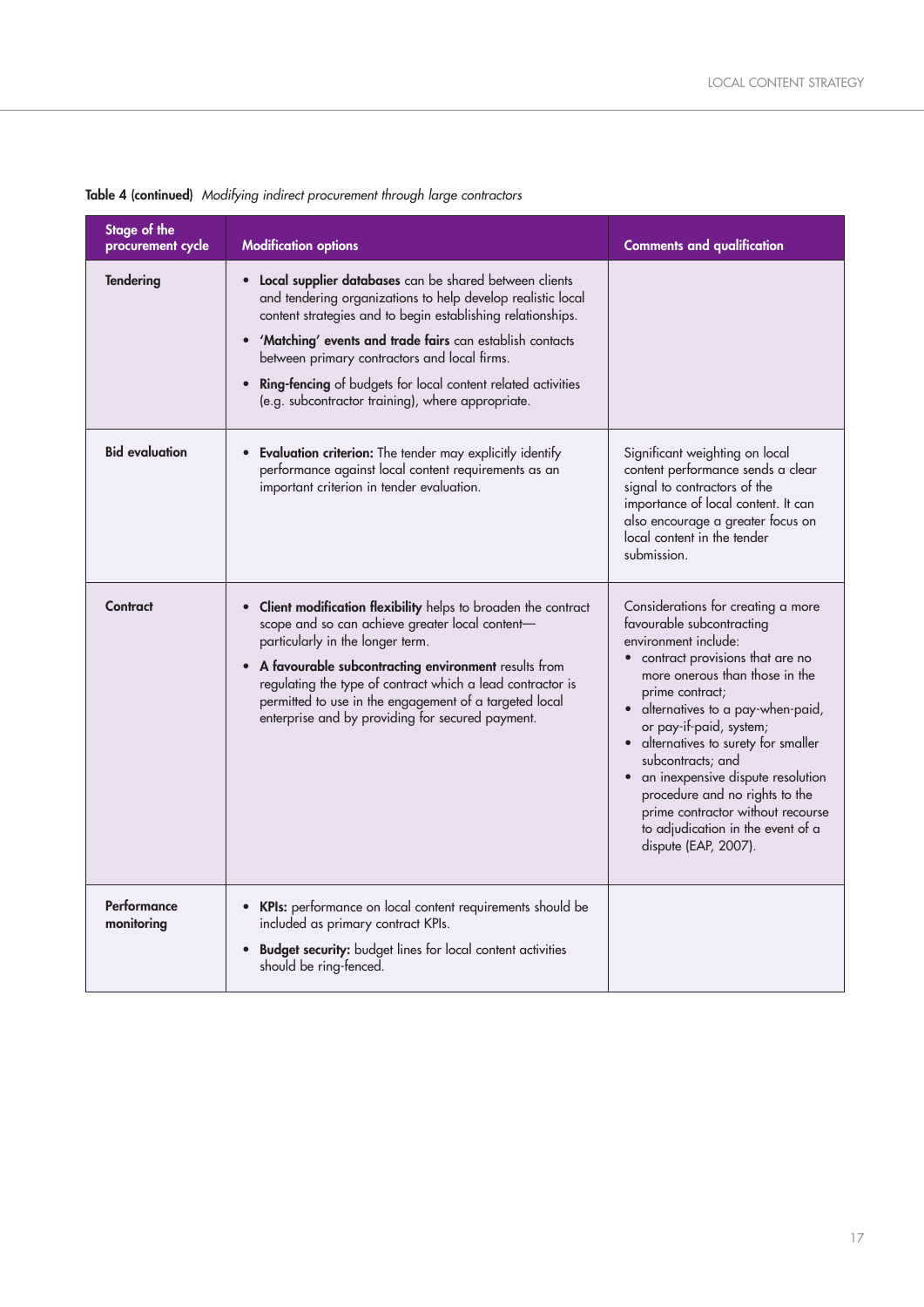**Table 4 (continued)** *Modifying indirect procurement through large contractors*

| Stage of the procurement cycle | Modification options | Comments and qualification |
|---|---|---|
| **Tendering** | • **Local supplier databases** can be shared between clients and tendering organizations to help develop realistic local content strategies and to begin establishing relationships.<br>• **'Matching' events and trade fairs** can establish contacts between primary contractors and local firms.<br>• **Ring-fencing** of budgets for local content related activities (e.g. subcontractor training), where appropriate. | |
| **Bid evaluation** | • **Evaluation criterion:** The tender may explicitly identify performance against local content requirements as an important criterion in tender evaluation. | Significant weighting on local content performance sends a clear signal to contractors of the importance of local content. It can also encourage a greater focus on local content in the tender submission. |
| **Contract** | • **Client modification flexibility** helps to broaden the contract scope and so can achieve greater local content—particularly in the longer term.<br>• **A favourable subcontracting environment** results from regulating the type of contract which a lead contractor is permitted to use in the engagement of a targeted local enterprise and by providing for secured payment. | Considerations for creating a more favourable subcontracting environment include:<br>• contract provisions that are no more onerous than those in the prime contract;<br>• alternatives to a pay-when-paid, or pay-if-paid, system;<br>• alternatives to surety for smaller subcontracts; and<br>• an inexpensive dispute resolution procedure and no rights to the prime contractor without recourse to adjudication in the event of a dispute (EAP, 2007). |
| **Performance monitoring** | • **KPIs:** performance on local content requirements should be included as primary contract KPIs.<br>• **Budget security:** budget lines for local content activities should be ring-fenced. | |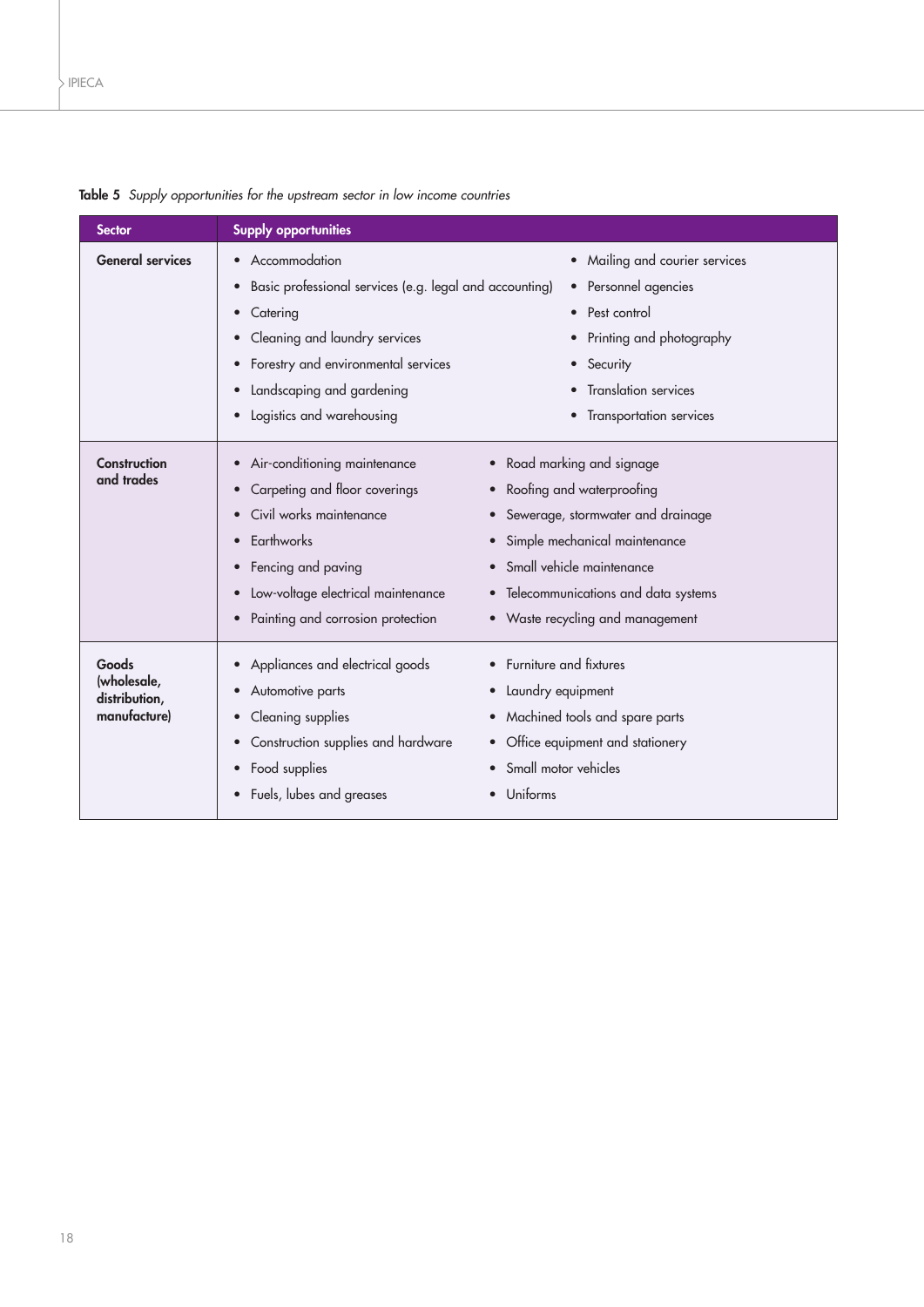**Table 5** *Supply opportunities for the upstream sector in low income countries*

| Sector | Supply opportunities | |
|---|---|---|
| **General services** | • Accommodation<br>• Basic professional services (e.g. legal and accounting)<br>• Catering<br>• Cleaning and laundry services<br>• Forestry and environmental services<br>• Landscaping and gardening<br>• Logistics and warehousing | • Mailing and courier services<br>• Personnel agencies<br>• Pest control<br>• Printing and photography<br>• Security<br>• Translation services<br>• Transportation services |
| **Construction and trades** | • Air-conditioning maintenance<br>• Carpeting and floor coverings<br>• Civil works maintenance<br>• Earthworks<br>• Fencing and paving<br>• Low-voltage electrical maintenance<br>• Painting and corrosion protection | • Road marking and signage<br>• Roofing and waterproofing<br>• Sewerage, stormwater and drainage<br>• Simple mechanical maintenance<br>• Small vehicle maintenance<br>• Telecommunications and data systems<br>• Waste recycling and management |
| **Goods (wholesale, distribution, manufacture)** | • Appliances and electrical goods<br>• Automotive parts<br>• Cleaning supplies<br>• Construction supplies and hardware<br>• Food supplies<br>• Fuels, lubes and greases | • Furniture and fixtures<br>• Laundry equipment<br>• Machined tools and spare parts<br>• Office equipment and stationery<br>• Small motor vehicles<br>• Uniforms |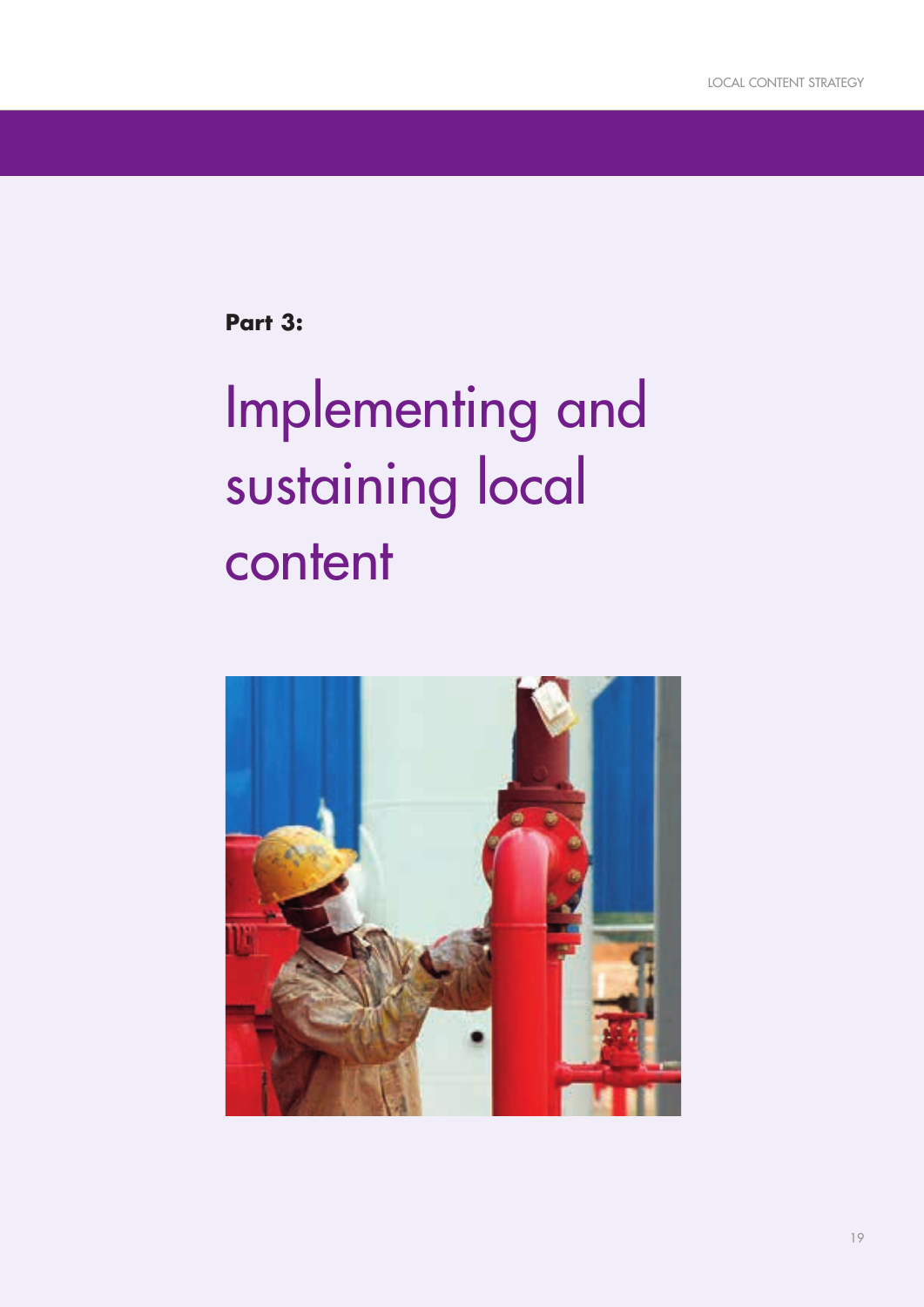**Part 3:**

# Implementing and sustaining local content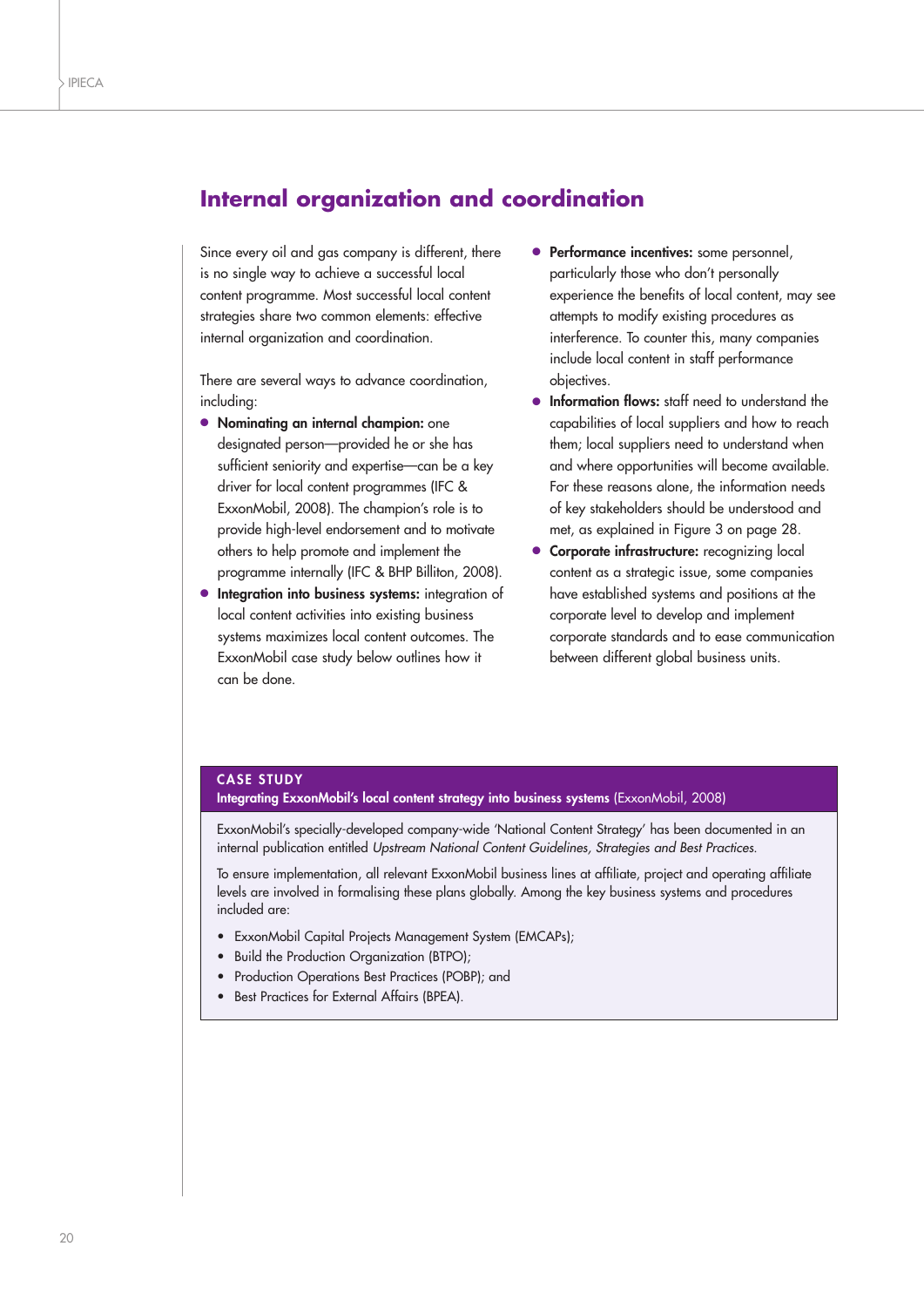## Internal organization and coordination

Since every oil and gas company is different, there is no single way to achieve a successful local content programme. Most successful local content strategies share two common elements: effective internal organization and coordination.

There are several ways to advance coordination, including:

- **Nominating an internal champion:** one designated person—provided he or she has sufficient seniority and expertise—can be a key driver for local content programmes (IFC & ExxonMobil, 2008). The champion's role is to provide high-level endorsement and to motivate others to help promote and implement the programme internally (IFC & BHP Billiton, 2008).
- **Integration into business systems:** integration of local content activities into existing business systems maximizes local content outcomes. The ExxonMobil case study below outlines how it can be done.
- **Performance incentives:** some personnel, particularly those who don't personally experience the benefits of local content, may see attempts to modify existing procedures as interference. To counter this, many companies include local content in staff performance objectives.
- **Information flows:** staff need to understand the capabilities of local suppliers and how to reach them; local suppliers need to understand when and where opportunities will become available. For these reasons alone, the information needs of key stakeholders should be understood and met, as explained in Figure 3 on page 28.
- **Corporate infrastructure:** recognizing local content as a strategic issue, some companies have established systems and positions at the corporate level to develop and implement corporate standards and to ease communication between different global business units.

### CASE STUDY

**Integrating ExxonMobil's local content strategy into business systems** (ExxonMobil, 2008)

ExxonMobil's specially-developed company-wide 'National Content Strategy' has been documented in an internal publication entitled *Upstream National Content Guidelines, Strategies and Best Practices.*

To ensure implementation, all relevant ExxonMobil business lines at affiliate, project and operating affiliate levels are involved in formalising these plans globally. Among the key business systems and procedures included are:

- ExxonMobil Capital Projects Management System (EMCAPs);
- Build the Production Organization (BTPO);
- Production Operations Best Practices (POBP); and
- Best Practices for External Affairs (BPEA).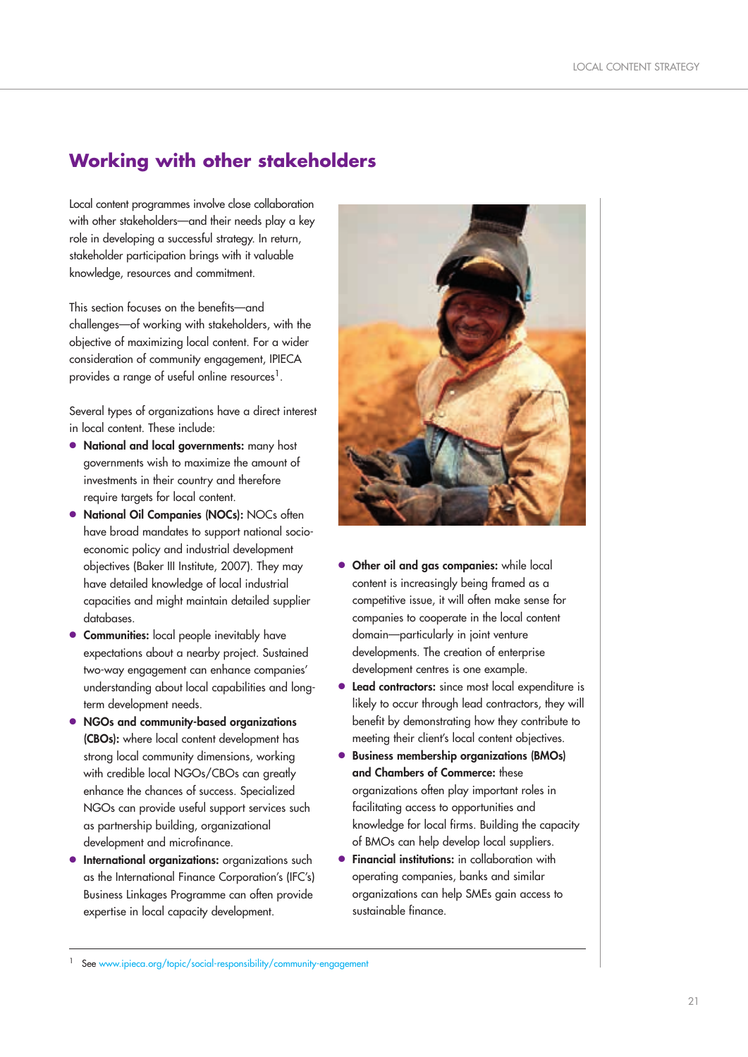## Working with other stakeholders

Local content programmes involve close collaboration with other stakeholders—and their needs play a key role in developing a successful strategy. In return, stakeholder participation brings with it valuable knowledge, resources and commitment.

This section focuses on the benefits—and challenges—of working with stakeholders, with the objective of maximizing local content. For a wider consideration of community engagement, IPIECA provides a range of useful online resources[1].

Several types of organizations have a direct interest in local content. These include:

- **National and local governments:** many host governments wish to maximize the amount of investments in their country and therefore require targets for local content.
- **National Oil Companies (NOCs):** NOCs often have broad mandates to support national socio-economic policy and industrial development objectives (Baker III Institute, 2007). They may have detailed knowledge of local industrial capacities and might maintain detailed supplier databases.
- **Communities:** local people inevitably have expectations about a nearby project. Sustained two-way engagement can enhance companies' understanding about local capabilities and long-term development needs.
- **NGOs and community-based organizations (CBOs):** where local content development has strong local community dimensions, working with credible local NGOs/CBOs can greatly enhance the chances of success. Specialized NGOs can provide useful support services such as partnership building, organizational development and microfinance.
- **International organizations:** organizations such as the International Finance Corporation's (IFC's) Business Linkages Programme can often provide expertise in local capacity development.
- **Other oil and gas companies:** while local content is increasingly being framed as a competitive issue, it will often make sense for companies to cooperate in the local content domain—particularly in joint venture developments. The creation of enterprise development centres is one example.
- **Lead contractors:** since most local expenditure is likely to occur through lead contractors, they will benefit by demonstrating how they contribute to meeting their client's local content objectives.
- **Business membership organizations (BMOs) and Chambers of Commerce:** these organizations often play important roles in facilitating access to opportunities and knowledge for local firms. Building the capacity of BMOs can help develop local suppliers.
- **Financial institutions:** in collaboration with operating companies, banks and similar organizations can help SMEs gain access to sustainable finance.

[1] See www.ipieca.org/topic/social-responsibility/community-engagement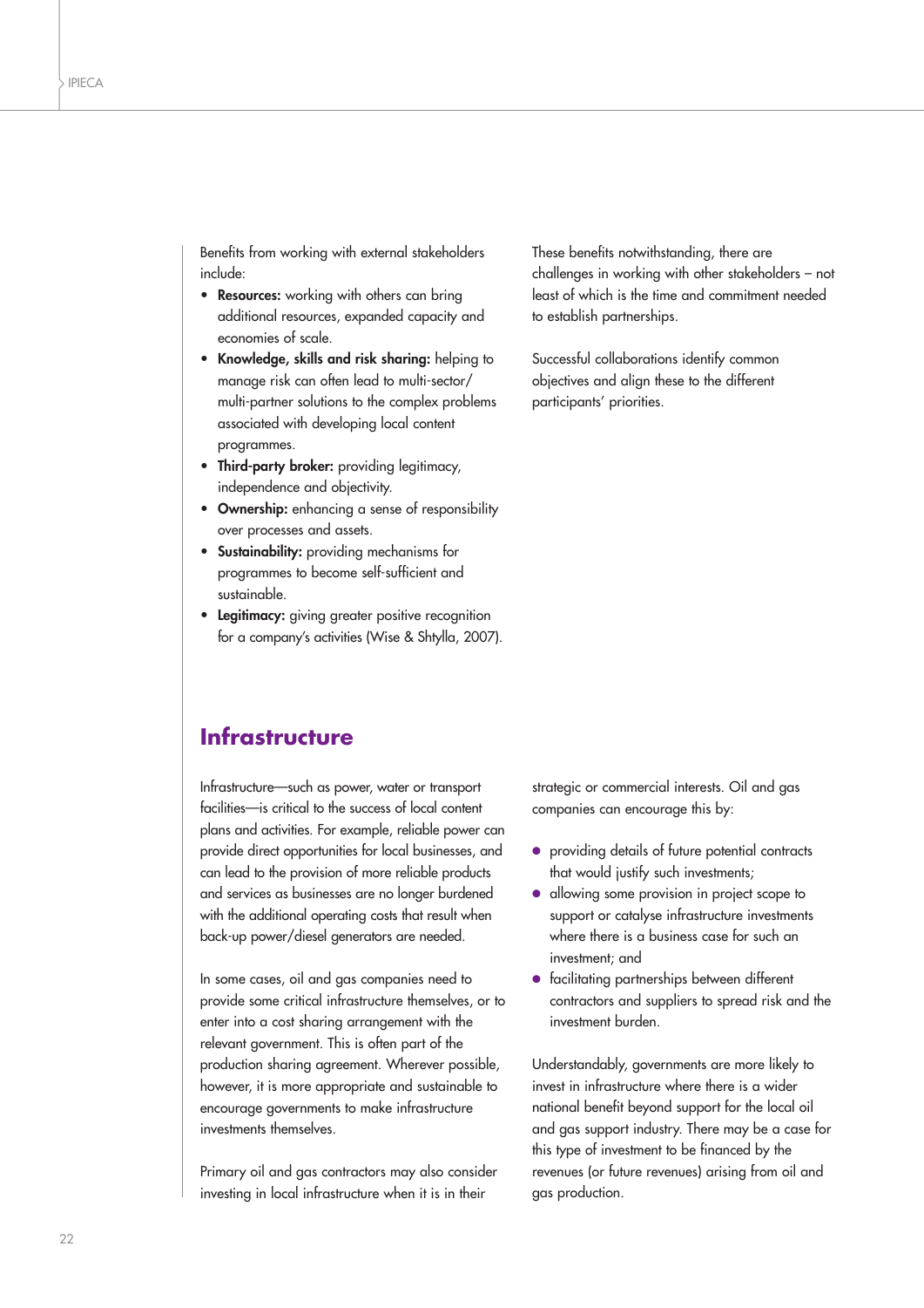Benefits from working with external stakeholders include:

- **Resources:** working with others can bring additional resources, expanded capacity and economies of scale.
- **Knowledge, skills and risk sharing:** helping to manage risk can often lead to multi-sector/multi-partner solutions to the complex problems associated with developing local content programmes.
- **Third-party broker:** providing legitimacy, independence and objectivity.
- **Ownership:** enhancing a sense of responsibility over processes and assets.
- **Sustainability:** providing mechanisms for programmes to become self-sufficient and sustainable.
- **Legitimacy:** giving greater positive recognition for a company's activities (Wise & Shtylla, 2007).

These benefits notwithstanding, there are challenges in working with other stakeholders – not least of which is the time and commitment needed to establish partnerships.

Successful collaborations identify common objectives and align these to the different participants' priorities.

## Infrastructure

Infrastructure—such as power, water or transport facilities—is critical to the success of local content plans and activities. For example, reliable power can provide direct opportunities for local businesses, and can lead to the provision of more reliable products and services as businesses are no longer burdened with the additional operating costs that result when back-up power/diesel generators are needed.

In some cases, oil and gas companies need to provide some critical infrastructure themselves, or to enter into a cost sharing arrangement with the relevant government. This is often part of the production sharing agreement. Wherever possible, however, it is more appropriate and sustainable to encourage governments to make infrastructure investments themselves.

Primary oil and gas contractors may also consider investing in local infrastructure when it is in their strategic or commercial interests. Oil and gas companies can encourage this by:

- providing details of future potential contracts that would justify such investments;
- allowing some provision in project scope to support or catalyse infrastructure investments where there is a business case for such an investment; and
- facilitating partnerships between different contractors and suppliers to spread risk and the investment burden.

Understandably, governments are more likely to invest in infrastructure where there is a wider national benefit beyond support for the local oil and gas support industry. There may be a case for this type of investment to be financed by the revenues (or future revenues) arising from oil and gas production.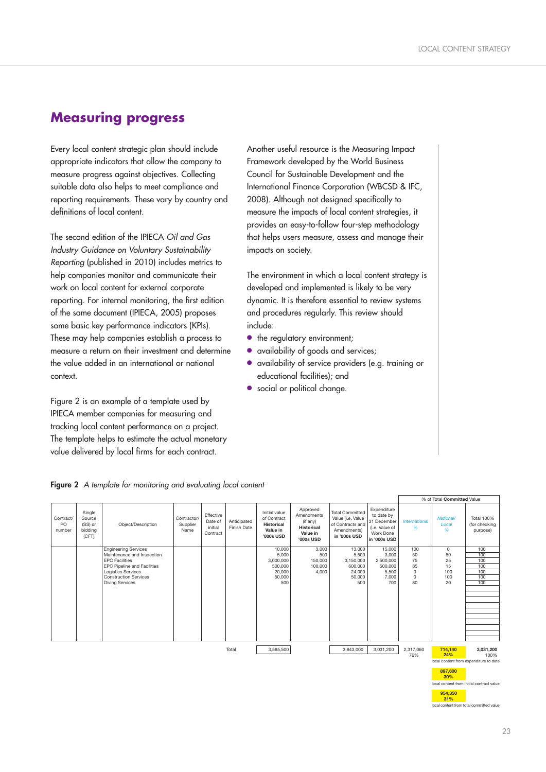## Measuring progress

Every local content strategic plan should include appropriate indicators that allow the company to measure progress against objectives. Collecting suitable data also helps to meet compliance and reporting requirements. These vary by country and definitions of local content.

The second edition of the IPIECA *Oil and Gas Industry Guidance on Voluntary Sustainability Reporting* (published in 2010) includes metrics to help companies monitor and communicate their work on local content for external corporate reporting. For internal monitoring, the first edition of the same document (IPIECA, 2005) proposes some basic key performance indicators (KPIs). These may help companies establish a process to measure a return on their investment and determine the value added in an international or national context.

Figure 2 is an example of a template used by IPIECA member companies for measuring and tracking local content performance on a project. The template helps to estimate the actual monetary value delivered by local firms for each contract.

Another useful resource is the Measuring Impact Framework developed by the World Business Council for Sustainable Development and the International Finance Corporation (WBCSD & IFC, 2008). Although not designed specifically to measure the impacts of local content strategies, it provides an easy-to-follow four-step methodology that helps users measure, assess and manage their impacts on society.

The environment in which a local content strategy is developed and implemented is likely to be very dynamic. It is therefore essential to review systems and procedures regularly. This review should include:

- the regulatory environment;
- availability of goods and services;
- availability of service providers (e.g. training or educational facilities); and
- social or political change.

**Figure 2** *A template for monitoring and evaluating local content*

| Contract/ PO number | Single Source (SS) or bidding (CFT) | Object/Description | Contractor/ Supplier Name | Effective Date of initial Contract | Anticipated Finish Date | Initial value of Contract **Historical Value in '000s USD** | Approved Amendments (if any) **Historical Value in '000s USD** | Total Committed Value (i.e. Value of Contracts and Amendments) **in '000s USD** | Expenditure to date by 31 December (i.e. Value of Work Done **in '000s USD**) | % of Total **Committed** Value: *International %* | *National/ Local %* | Total 100% (for checking purpose) |
|---|---|---|---|---|---|---|---|---|---|---|---|---|
| | | Engineering Services | | | | 10,000 | 3,000 | 13,000 | 15,000 | 100 | 0 | 100 |
| | | Maintenance and Inspection | | | | 5,000 | 500 | 5,500 | 3,000 | 50 | 50 | 100 |
| | | EPC Facilities | | | | 3,000,000 | 150,000 | 3,150,000 | 2,500,000 | 75 | 25 | 100 |
| | | EPC Pipeline and Facilities | | | | 500,000 | 100,000 | 600,000 | 500,000 | 85 | 15 | 100 |
| | | Logistics Services | | | | 20,000 | 4,000 | 24,000 | 5,500 | 0 | 100 | 100 |
| | | Construction Services | | | | 50,000 | | 50,000 | 7,000 | 0 | 100 | 100 |
| | | Diving Services | | | | 500 | | 500 | 700 | 80 | 20 | 100 |
| | | | | | Total | 3,585,500 | | 3,843,000 | 3,031,200 | 2,317,060 76% | 714,140 24% | 3,031,200 100% |

local content from expenditure to date: 714,140 (24%)

local content from initial contract value: 897,600 (30%)

local content from total committed value: 954,350 (31%)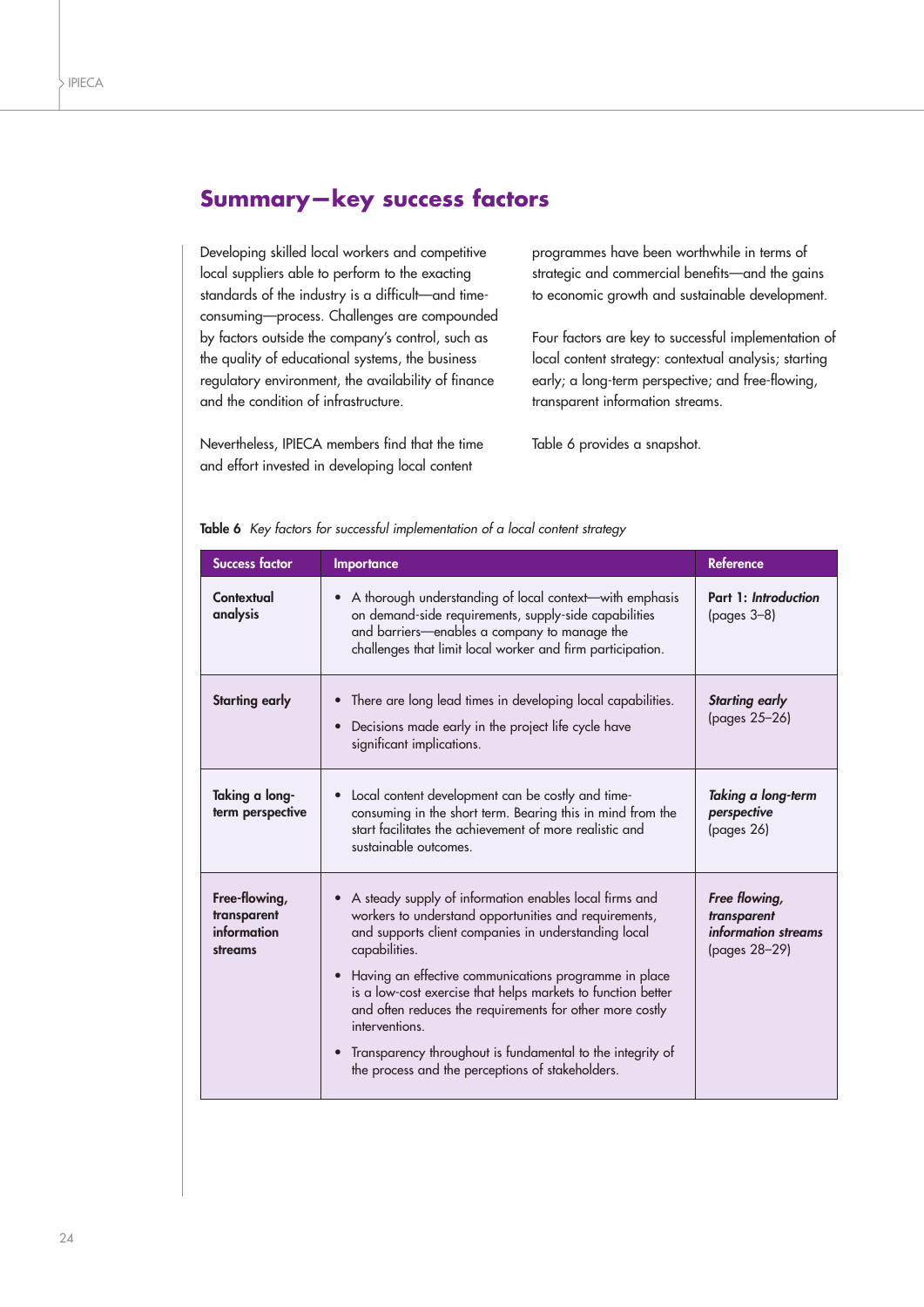## Summary—key success factors

Developing skilled local workers and competitive local suppliers able to perform to the exacting standards of the industry is a difficult—and time-consuming—process. Challenges are compounded by factors outside the company's control, such as the quality of educational systems, the business regulatory environment, the availability of finance and the condition of infrastructure.

Nevertheless, IPIECA members find that the time and effort invested in developing local content programmes have been worthwhile in terms of strategic and commercial benefits—and the gains to economic growth and sustainable development.

Four factors are key to successful implementation of local content strategy: contextual analysis; starting early; a long-term perspective; and free-flowing, transparent information streams.

Table 6 provides a snapshot.

**Table 6** *Key factors for successful implementation of a local content strategy*

| Success factor | Importance | Reference |
|---|---|---|
| **Contextual analysis** | • A thorough understanding of local context—with emphasis on demand-side requirements, supply-side capabilities and barriers—enables a company to manage the challenges that limit local worker and firm participation. | **Part 1: *Introduction*** (pages 3–8) |
| **Starting early** | • There are long lead times in developing local capabilities.<br>• Decisions made early in the project life cycle have significant implications. | ***Starting early*** (pages 25–26) |
| **Taking a long-term perspective** | • Local content development can be costly and time-consuming in the short term. Bearing this in mind from the start facilitates the achievement of more realistic and sustainable outcomes. | ***Taking a long-term perspective*** (pages 26) |
| **Free-flowing, transparent information streams** | • A steady supply of information enables local firms and workers to understand opportunities and requirements, and supports client companies in understanding local capabilities.<br>• Having an effective communications programme in place is a low-cost exercise that helps markets to function better and often reduces the requirements for other more costly interventions.<br>• Transparency throughout is fundamental to the integrity of the process and the perceptions of stakeholders. | ***Free flowing, transparent information streams*** (pages 28–29) |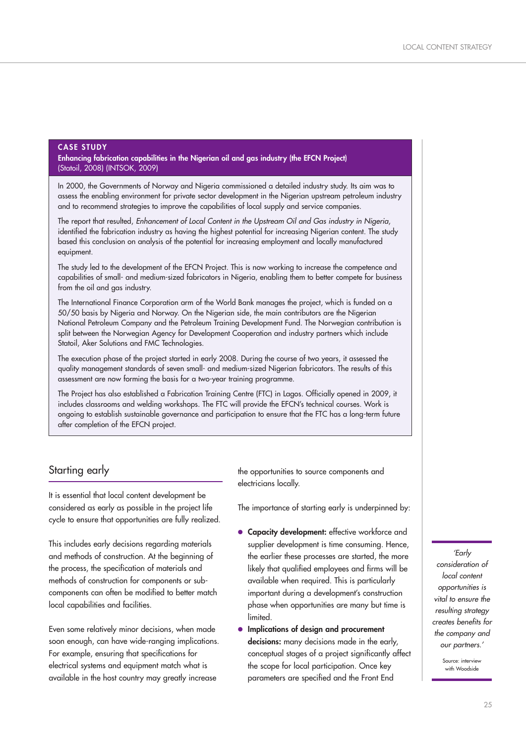## CASE STUDY

**Enhancing fabrication capabilities in the Nigerian oil and gas industry (the EFCN Project)**
(Statoil, 2008) (INTSOK, 2009)

In 2000, the Governments of Norway and Nigeria commissioned a detailed industry study. Its aim was to assess the enabling environment for private sector development in the Nigerian upstream petroleum industry and to recommend strategies to improve the capabilities of local supply and service companies.

The report that resulted, *Enhancement of Local Content in the Upstream Oil and Gas industry in Nigeria*, identified the fabrication industry as having the highest potential for increasing Nigerian content. The study based this conclusion on analysis of the potential for increasing employment and locally manufactured equipment.

The study led to the development of the EFCN Project. This is now working to increase the competence and capabilities of small- and medium-sized fabricators in Nigeria, enabling them to better compete for business from the oil and gas industry.

The International Finance Corporation arm of the World Bank manages the project, which is funded on a 50/50 basis by Nigeria and Norway. On the Nigerian side, the main contributors are the Nigerian National Petroleum Company and the Petroleum Training Development Fund. The Norwegian contribution is split between the Norwegian Agency for Development Cooperation and industry partners which include Statoil, Aker Solutions and FMC Technologies.

The execution phase of the project started in early 2008. During the course of two years, it assessed the quality management standards of seven small- and medium-sized Nigerian fabricators. The results of this assessment are now forming the basis for a two-year training programme.

The Project has also established a Fabrication Training Centre (FTC) in Lagos. Officially opened in 2009, it includes classrooms and welding workshops. The FTC will provide the EFCN's technical courses. Work is ongoing to establish sustainable governance and participation to ensure that the FTC has a long-term future after completion of the EFCN project.

## Starting early

It is essential that local content development be considered as early as possible in the project life cycle to ensure that opportunities are fully realized.

This includes early decisions regarding materials and methods of construction. At the beginning of the process, the specification of materials and methods of construction for components or sub-components can often be modified to better match local capabilities and facilities.

Even some relatively minor decisions, when made soon enough, can have wide-ranging implications. For example, ensuring that specifications for electrical systems and equipment match what is available in the host country may greatly increase the opportunities to source components and electricians locally.

The importance of starting early is underpinned by:

- **Capacity development:** effective workforce and supplier development is time consuming. Hence, the earlier these processes are started, the more likely that qualified employees and firms will be available when required. This is particularly important during a development's construction phase when opportunities are many but time is limited.
- **Implications of design and procurement decisions:** many decisions made in the early, conceptual stages of a project significantly affect the scope for local participation. Once key parameters are specified and the Front End

*'Early consideration of local content opportunities is vital to ensure the resulting strategy creates benefits for the company and our partners.'*

Source: interview with Woodside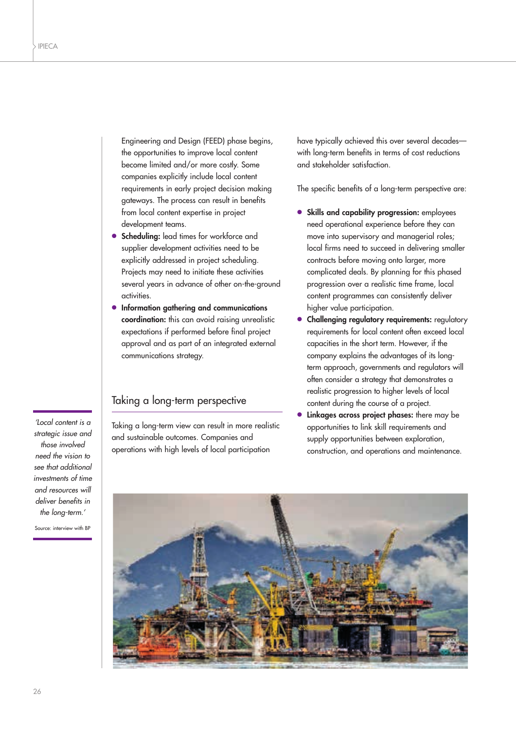Engineering and Design (FEED) phase begins, the opportunities to improve local content become limited and/or more costly. Some companies explicitly include local content requirements in early project decision making gateways. The process can result in benefits from local content expertise in project development teams.

- **Scheduling:** lead times for workforce and supplier development activities need to be explicitly addressed in project scheduling. Projects may need to initiate these activities several years in advance of other on-the-ground activities.
- **Information gathering and communications coordination:** this can avoid raising unrealistic expectations if performed before final project approval and as part of an integrated external communications strategy.

## Taking a long-term perspective

*'Local content is a strategic issue and those involved need the vision to see that additional investments of time and resources will deliver benefits in the long-term.'*

Source: interview with BP

Taking a long-term view can result in more realistic and sustainable outcomes. Companies and operations with high levels of local participation have typically achieved this over several decades—with long-term benefits in terms of cost reductions and stakeholder satisfaction.

The specific benefits of a long-term perspective are:

- **Skills and capability progression:** employees need operational experience before they can move into supervisory and managerial roles; local firms need to succeed in delivering smaller contracts before moving onto larger, more complicated deals. By planning for this phased progression over a realistic time frame, local content programmes can consistently deliver higher value participation.
- **Challenging regulatory requirements:** regulatory requirements for local content often exceed local capacities in the short term. However, if the company explains the advantages of its long-term approach, governments and regulators will often consider a strategy that demonstrates a realistic progression to higher levels of local content during the course of a project.
- **Linkages across project phases:** there may be opportunities to link skill requirements and supply opportunities between exploration, construction, and operations and maintenance.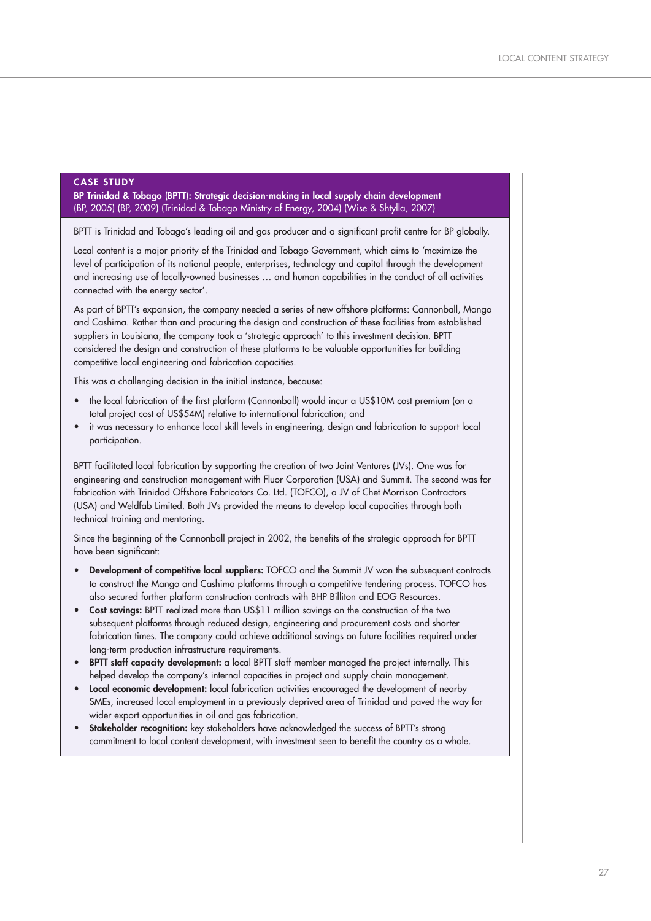**CASE STUDY**

**BP Trinidad & Tobago (BPTT): Strategic decision-making in local supply chain development**
(BP, 2005) (BP, 2009) (Trinidad & Tobago Ministry of Energy, 2004) (Wise & Shtylla, 2007)

BPTT is Trinidad and Tobago's leading oil and gas producer and a significant profit centre for BP globally.

Local content is a major priority of the Trinidad and Tobago Government, which aims to 'maximize the level of participation of its national people, enterprises, technology and capital through the development and increasing use of locally-owned businesses … and human capabilities in the conduct of all activities connected with the energy sector'.

As part of BPTT's expansion, the company needed a series of new offshore platforms: Cannonball, Mango and Cashima. Rather than and procuring the design and construction of these facilities from established suppliers in Louisiana, the company took a 'strategic approach' to this investment decision. BPTT considered the design and construction of these platforms to be valuable opportunities for building competitive local engineering and fabrication capacities.

This was a challenging decision in the initial instance, because:

- the local fabrication of the first platform (Cannonball) would incur a US$10M cost premium (on a total project cost of US$54M) relative to international fabrication; and
- it was necessary to enhance local skill levels in engineering, design and fabrication to support local participation.

BPTT facilitated local fabrication by supporting the creation of two Joint Ventures (JVs). One was for engineering and construction management with Fluor Corporation (USA) and Summit. The second was for fabrication with Trinidad Offshore Fabricators Co. Ltd. (TOFCO), a JV of Chet Morrison Contractors (USA) and Weldfab Limited. Both JVs provided the means to develop local capacities through both technical training and mentoring.

Since the beginning of the Cannonball project in 2002, the benefits of the strategic approach for BPTT have been significant:

- **Development of competitive local suppliers:** TOFCO and the Summit JV won the subsequent contracts to construct the Mango and Cashima platforms through a competitive tendering process. TOFCO has also secured further platform construction contracts with BHP Billiton and EOG Resources.
- **Cost savings:** BPTT realized more than US$11 million savings on the construction of the two subsequent platforms through reduced design, engineering and procurement costs and shorter fabrication times. The company could achieve additional savings on future facilities required under long-term production infrastructure requirements.
- **BPTT staff capacity development:** a local BPTT staff member managed the project internally. This helped develop the company's internal capacities in project and supply chain management.
- **Local economic development:** local fabrication activities encouraged the development of nearby SMEs, increased local employment in a previously deprived area of Trinidad and paved the way for wider export opportunities in oil and gas fabrication.
- **Stakeholder recognition:** key stakeholders have acknowledged the success of BPTT's strong commitment to local content development, with investment seen to benefit the country as a whole.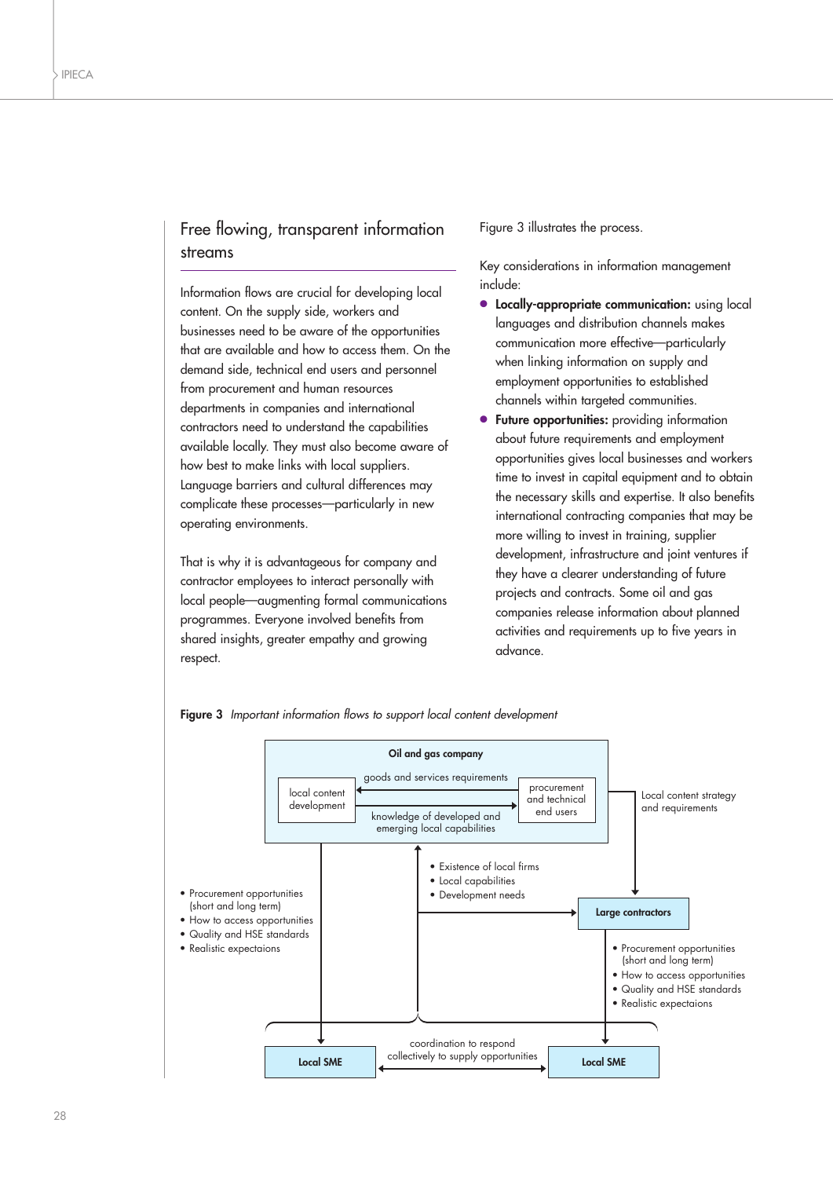## Free flowing, transparent information streams

Information flows are crucial for developing local content. On the supply side, workers and businesses need to be aware of the opportunities that are available and how to access them. On the demand side, technical end users and personnel from procurement and human resources departments in companies and international contractors need to understand the capabilities available locally. They must also become aware of how best to make links with local suppliers. Language barriers and cultural differences may complicate these processes—particularly in new operating environments.

That is why it is advantageous for company and contractor employees to interact personally with local people—augmenting formal communications programmes. Everyone involved benefits from shared insights, greater empathy and growing respect.

Figure 3 illustrates the process.

Key considerations in information management include:

- **Locally-appropriate communication:** using local languages and distribution channels makes communication more effective—particularly when linking information on supply and employment opportunities to established channels within targeted communities.
- **Future opportunities:** providing information about future requirements and employment opportunities gives local businesses and workers time to invest in capital equipment and to obtain the necessary skills and expertise. It also benefits international contracting companies that may be more willing to invest in training, supplier development, infrastructure and joint ventures if they have a clearer understanding of future projects and contracts. Some oil and gas companies release information about planned activities and requirements up to five years in advance.

**Figure 3** *Important information flows to support local content development*

**Oil and gas company**

- local content development ← goods and services requirements ← procurement and technical end users
- local content development → knowledge of developed and emerging local capabilities → procurement and technical end users

Oil and gas company → Large contractors: Local content strategy and requirements

Oil and gas company → Local SME:
- Procurement opportunities (short and long term)
- How to access opportunities
- Quality and HSE standards
- Realistic expectaions

Local SMEs → Oil and gas company and Large contractors:
- Existence of local firms
- Local capabilities
- Development needs

**Large contractors** → Local SME:
- Procurement opportunities (short and long term)
- How to access opportunities
- Quality and HSE standards
- Realistic expectaions

**Local SME** ↔ **Local SME**: coordination to respond collectively to supply opportunities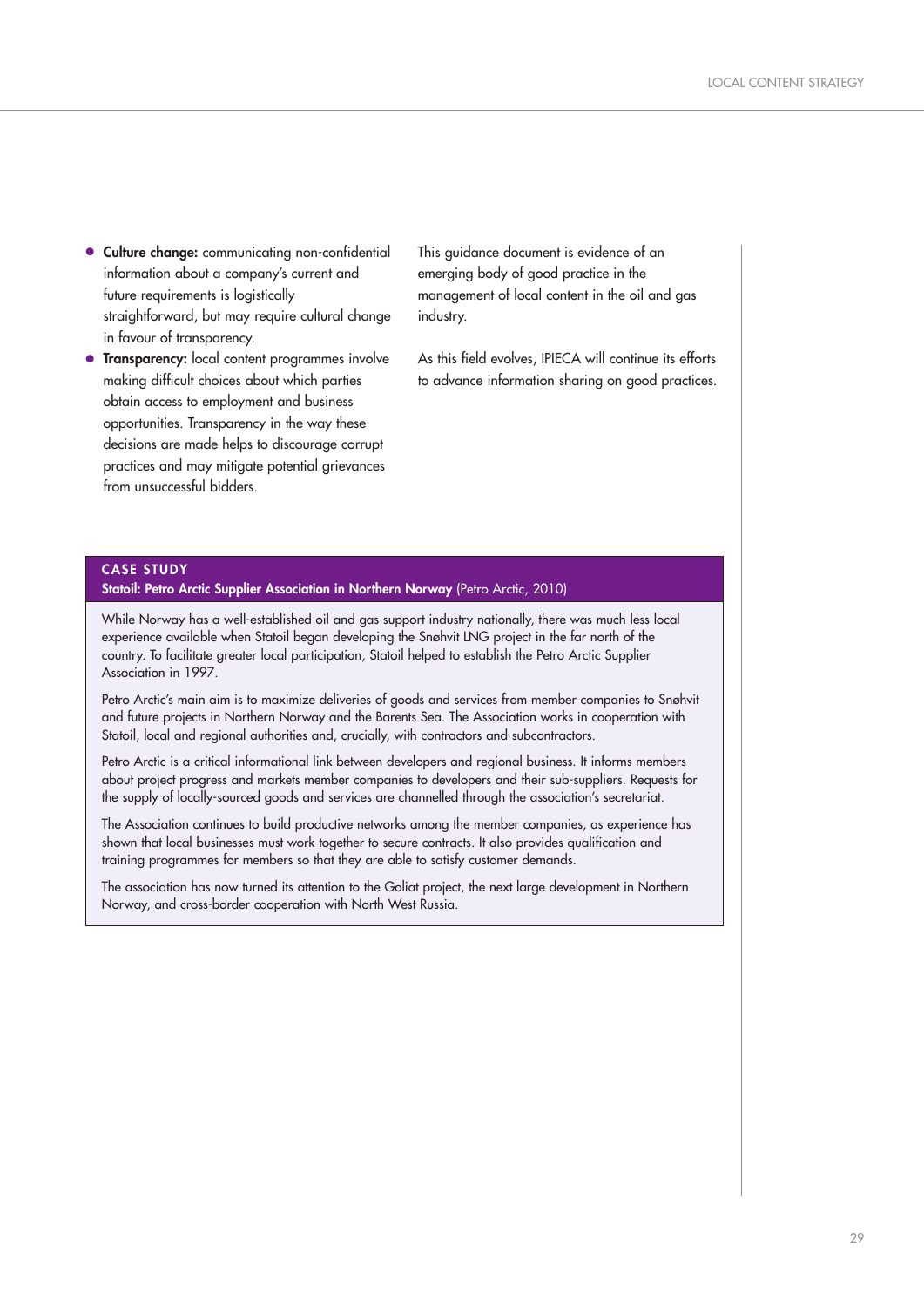- **Culture change:** communicating non-confidential information about a company's current and future requirements is logistically straightforward, but may require cultural change in favour of transparency.
- **Transparency:** local content programmes involve making difficult choices about which parties obtain access to employment and business opportunities. Transparency in the way these decisions are made helps to discourage corrupt practices and may mitigate potential grievances from unsuccessful bidders.

This guidance document is evidence of an emerging body of good practice in the management of local content in the oil and gas industry.

As this field evolves, IPIECA will continue its efforts to advance information sharing on good practices.

**CASE STUDY**

**Statoil: Petro Arctic Supplier Association in Northern Norway** (Petro Arctic, 2010)

While Norway has a well-established oil and gas support industry nationally, there was much less local experience available when Statoil began developing the Snøhvit LNG project in the far north of the country. To facilitate greater local participation, Statoil helped to establish the Petro Arctic Supplier Association in 1997.

Petro Arctic's main aim is to maximize deliveries of goods and services from member companies to Snøhvit and future projects in Northern Norway and the Barents Sea. The Association works in cooperation with Statoil, local and regional authorities and, crucially, with contractors and subcontractors.

Petro Arctic is a critical informational link between developers and regional business. It informs members about project progress and markets member companies to developers and their sub-suppliers. Requests for the supply of locally-sourced goods and services are channelled through the association's secretariat.

The Association continues to build productive networks among the member companies, as experience has shown that local businesses must work together to secure contracts. It also provides qualification and training programmes for members so that they are able to satisfy customer demands.

The association has now turned its attention to the Goliat project, the next large development in Northern Norway, and cross-border cooperation with North West Russia.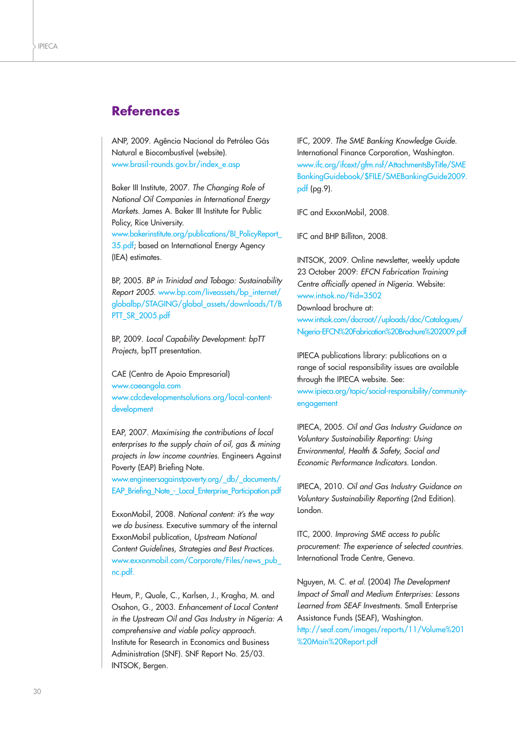## References

ANP, 2009. Agência Nacional do Petróleo Gás Natural e Biocombustível (website). www.brasil-rounds.gov.br/index_e.asp

Baker III Institute, 2007. *The Changing Role of National Oil Companies in International Energy Markets.* James A. Baker III Institute for Public Policy, Rice University. www.bakerinstitute.org/publications/BI_PolicyReport_35.pdf; based on International Energy Agency (IEA) estimates.

BP, 2005. *BP in Trinidad and Tobago: Sustainability Report 2005.* www.bp.com/liveassets/bp_internet/globalbp/STAGING/global_assets/downloads/T/BPTT_SR_2005.pdf

BP, 2009. *Local Capability Development: bpTT Projects*, bpTT presentation.

CAE (Centro de Apoio Empresarial) www.caeangola.com www.cdcdevelopmentsolutions.org/local-content-development

EAP, 2007. *Maximising the contributions of local enterprises to the supply chain of oil, gas & mining projects in low income countries.* Engineers Against Poverty (EAP) Briefing Note. www.engineersagainstpoverty.org/_db/_documents/EAP_Briefing_Note_-_Local_Enterprise_Participation.pdf

ExxonMobil, 2008. *National content: it's the way we do business.* Executive summary of the internal ExxonMobil publication, *Upstream National Content Guidelines, Strategies and Best Practices.* www.exxonmobil.com/Corporate/Files/news_pub_nc.pdf.

Heum, P., Quale, C., Karlsen, J., Kragha, M. and Osahon, G., 2003. *Enhancement of Local Content in the Upstream Oil and Gas Industry in Nigeria: A comprehensive and viable policy approach.* Institute for Research in Economics and Business Administration (SNF). SNF Report No. 25/03. INTSOK, Bergen.

IFC, 2009. *The SME Banking Knowledge Guide.* International Finance Corporation, Washington. www.ifc.org/ifcext/gfm.nsf/AttachmentsByTitle/SMEBankingGuidebook/$FILE/SMEBankingGuide2009.pdf (pg.9).

IFC and ExxonMobil, 2008.

IFC and BHP Billiton, 2008.

INTSOK, 2009. Online newsletter, weekly update 23 October 2009: *EFCN Fabrication Training Centre officially opened in Nigeria.* Website: www.intsok.no/?id=3502
Download brochure at: www.intsok.com/docroot//uploads/doc/Catalogues/Nigeria-EFCN%20Fabrication%20Brochure%202009.pdf

IPIECA publications library: publications on a range of social responsibility issues are available through the IPIECA website. See: www.ipieca.org/topic/social-responsibility/community-engagement

IPIECA, 2005. *Oil and Gas Industry Guidance on Voluntary Sustainability Reporting: Using Environmental, Health & Safety, Social and Economic Performance Indicators.* London.

IPIECA, 2010. *Oil and Gas Industry Guidance on Voluntary Sustainability Reporting* (2nd Edition). London.

ITC, 2000. *Improving SME access to public procurement: The experience of selected countries.* International Trade Centre, Geneva.

Nguyen, M. C. *et al.* (2004) *The Development Impact of Small and Medium Enterprises: Lessons Learned from SEAF Investments.* Small Enterprise Assistance Funds (SEAF), Washington. http://seaf.com/images/reports/11/Volume%201%20Main%20Report.pdf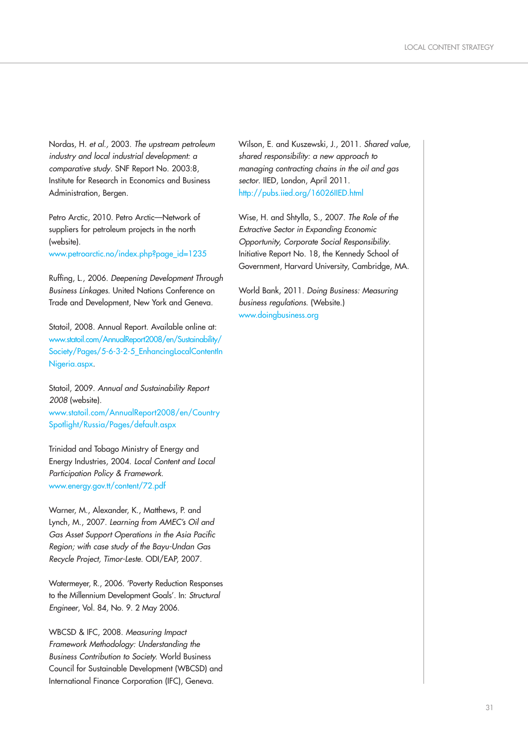Nordas, H. *et al.*, 2003. *The upstream petroleum industry and local industrial development: a comparative study.* SNF Report No. 2003:8, Institute for Research in Economics and Business Administration, Bergen.

Petro Arctic, 2010. Petro Arctic—Network of suppliers for petroleum projects in the north (website).
www.petroarctic.no/index.php?page_id=1235

Ruffing, L., 2006. *Deepening Development Through Business Linkages.* United Nations Conference on Trade and Development, New York and Geneva.

Statoil, 2008. Annual Report. Available online at: www.statoil.com/AnnualReport2008/en/Sustainability/Society/Pages/5-6-3-2-5_EnhancingLocalContentInNigeria.aspx.

Statoil, 2009. *Annual and Sustainability Report 2008* (website).
www.statoil.com/AnnualReport2008/en/CountrySpotlight/Russia/Pages/default.aspx

Trinidad and Tobago Ministry of Energy and Energy Industries, 2004. *Local Content and Local Participation Policy & Framework.*
www.energy.gov.tt/content/72.pdf

Warner, M., Alexander, K., Matthews, P. and Lynch, M., 2007. *Learning from AMEC's Oil and Gas Asset Support Operations in the Asia Pacific Region; with case study of the Bayu-Undan Gas Recycle Project, Timor-Leste.* ODI/EAP, 2007.

Watermeyer, R., 2006. 'Poverty Reduction Responses to the Millennium Development Goals'. In: *Structural Engineer*, Vol. 84, No. 9. 2 May 2006.

WBCSD & IFC, 2008. *Measuring Impact Framework Methodology: Understanding the Business Contribution to Society.* World Business Council for Sustainable Development (WBCSD) and International Finance Corporation (IFC), Geneva.

Wilson, E. and Kuszewski, J., 2011. *Shared value, shared responsibility: a new approach to managing contracting chains in the oil and gas sector.* IIED, London, April 2011.
http://pubs.iied.org/16026IIED.html

Wise, H. and Shtylla, S., 2007. *The Role of the Extractive Sector in Expanding Economic Opportunity, Corporate Social Responsibility.* Initiative Report No. 18, the Kennedy School of Government, Harvard University, Cambridge, MA.

World Bank, 2011. *Doing Business: Measuring business regulations.* (Website.)
www.doingbusiness.org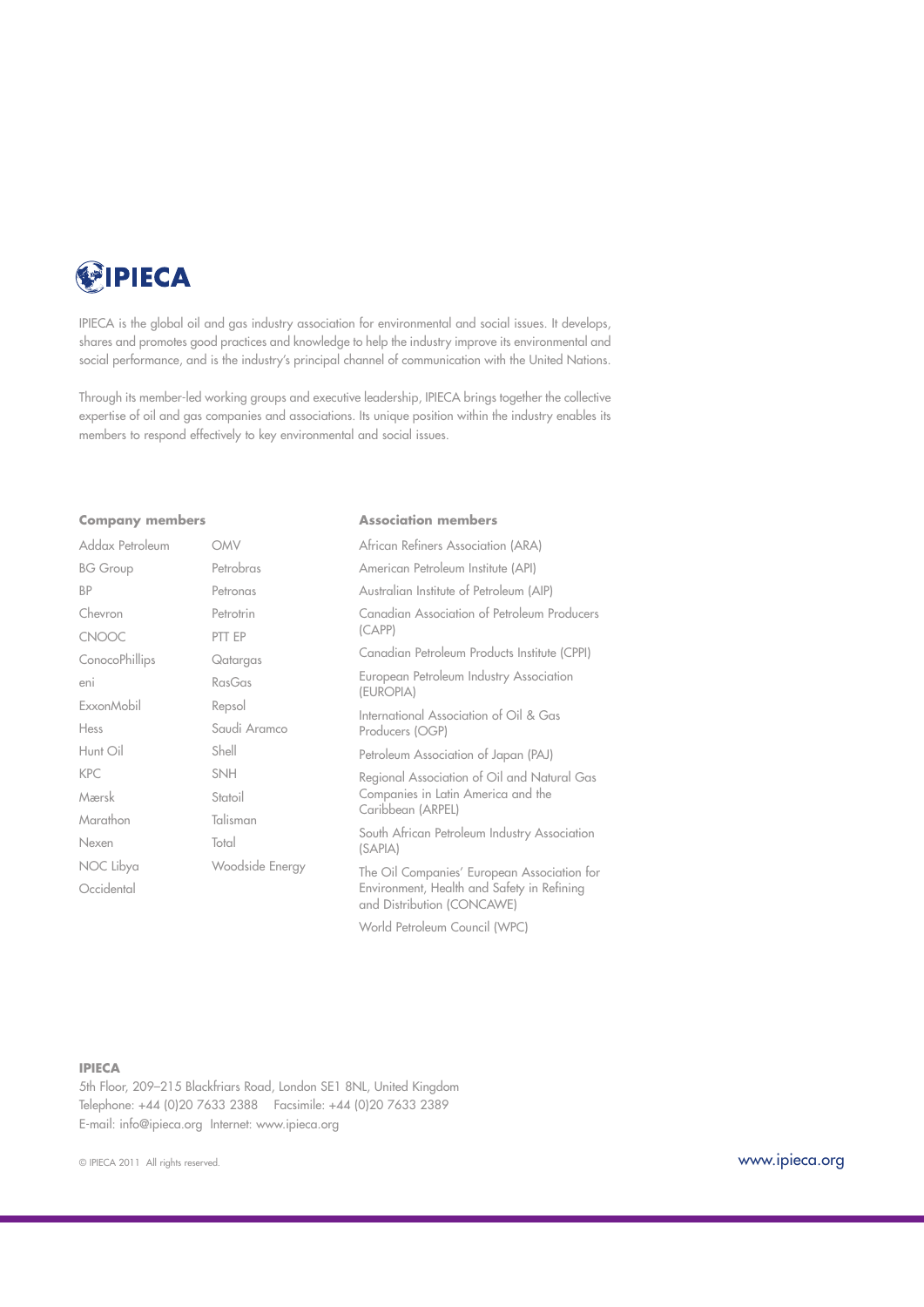# IPIECA

IPIECA is the global oil and gas industry association for environmental and social issues. It develops, shares and promotes good practices and knowledge to help the industry improve its environmental and social performance, and is the industry's principal channel of communication with the United Nations.

Through its member-led working groups and executive leadership, IPIECA brings together the collective expertise of oil and gas companies and associations. Its unique position within the industry enables its members to respond effectively to key environmental and social issues.

**Company members**

- Addax Petroleum
- BG Group
- BP
- Chevron
- CNOOC
- ConocoPhillips
- eni
- ExxonMobil
- Hess
- Hunt Oil
- KPC
- Mærsk
- Marathon
- Nexen
- NOC Libya
- Occidental
- OMV
- Petrobras
- Petronas
- Petrotrin
- PTT EP
- Qatargas
- RasGas
- Repsol
- Saudi Aramco
- Shell
- SNH
- Statoil
- Talisman
- Total
- Woodside Energy

**Association members**

- African Refiners Association (ARA)
- American Petroleum Institute (API)
- Australian Institute of Petroleum (AIP)
- Canadian Association of Petroleum Producers (CAPP)
- Canadian Petroleum Products Institute (CPPI)
- European Petroleum Industry Association (EUROPIA)
- International Association of Oil & Gas Producers (OGP)
- Petroleum Association of Japan (PAJ)
- Regional Association of Oil and Natural Gas Companies in Latin America and the Caribbean (ARPEL)
- South African Petroleum Industry Association (SAPIA)
- The Oil Companies' European Association for Environment, Health and Safety in Refining and Distribution (CONCAWE)
- World Petroleum Council (WPC)

**IPIECA**
5th Floor, 209–215 Blackfriars Road, London SE1 8NL, United Kingdom
Telephone: +44 (0)20 7633 2388  Facsimile: +44 (0)20 7633 2389
E-mail: info@ipieca.org  Internet: www.ipieca.org

© IPIECA 2011 All rights reserved.

www.ipieca.org